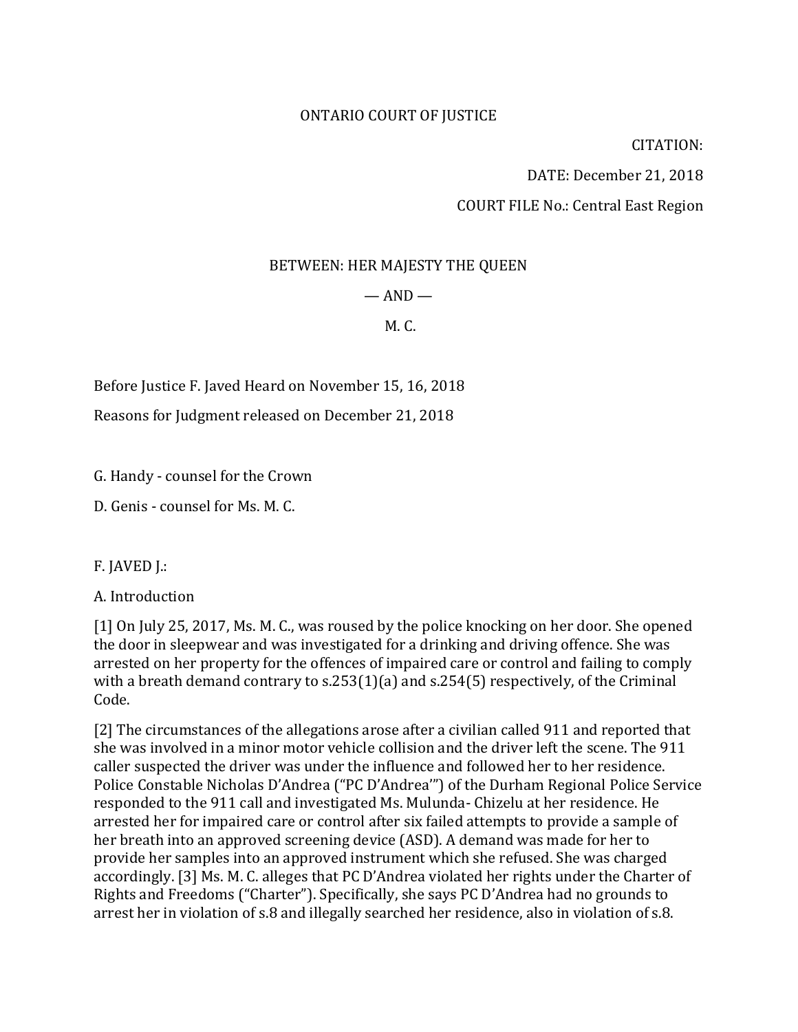ONTARIO COURT OF JUSTICE

CITATION:

DATE: December 21, 2018

COURT FILE No.: Central East Region

BETWEEN: HER MAJESTY THE QUEEN

— AND —

M. C.

Before Justice F. Javed Heard on November 15, 16, 2018

Reasons for Judgment released on December 21, 2018

G. Handy - counsel for the Crown

D. Genis - counsel for Ms. M. C.

F. JAVED J.:

A. Introduction

[1] On July 25, 2017, Ms. M. C., was roused by the police knocking on her door. She opened the door in sleepwear and was investigated for a drinking and driving offence. She was arrested on her property for the offences of impaired care or control and failing to comply with a breath demand contrary to s.253(1)(a) and s.254(5) respectively, of the Criminal Code.

[2] The circumstances of the allegations arose after a civilian called 911 and reported that she was involved in a minor motor vehicle collision and the driver left the scene. The 911 caller suspected the driver was under the influence and followed her to her residence. Police Constable Nicholas D'Andrea ("PC D'Andrea'") of the Durham Regional Police Service responded to the 911 call and investigated Ms. Mulunda- Chizelu at her residence. He arrested her for impaired care or control after six failed attempts to provide a sample of her breath into an approved screening device (ASD). A demand was made for her to provide her samples into an approved instrument which she refused. She was charged accordingly. [3] Ms. M. C. alleges that PC D'Andrea violated her rights under the Charter of Rights and Freedoms ("Charter"). Specifically, she says PC D'Andrea had no grounds to arrest her in violation of s.8 and illegally searched her residence, also in violation of s.8.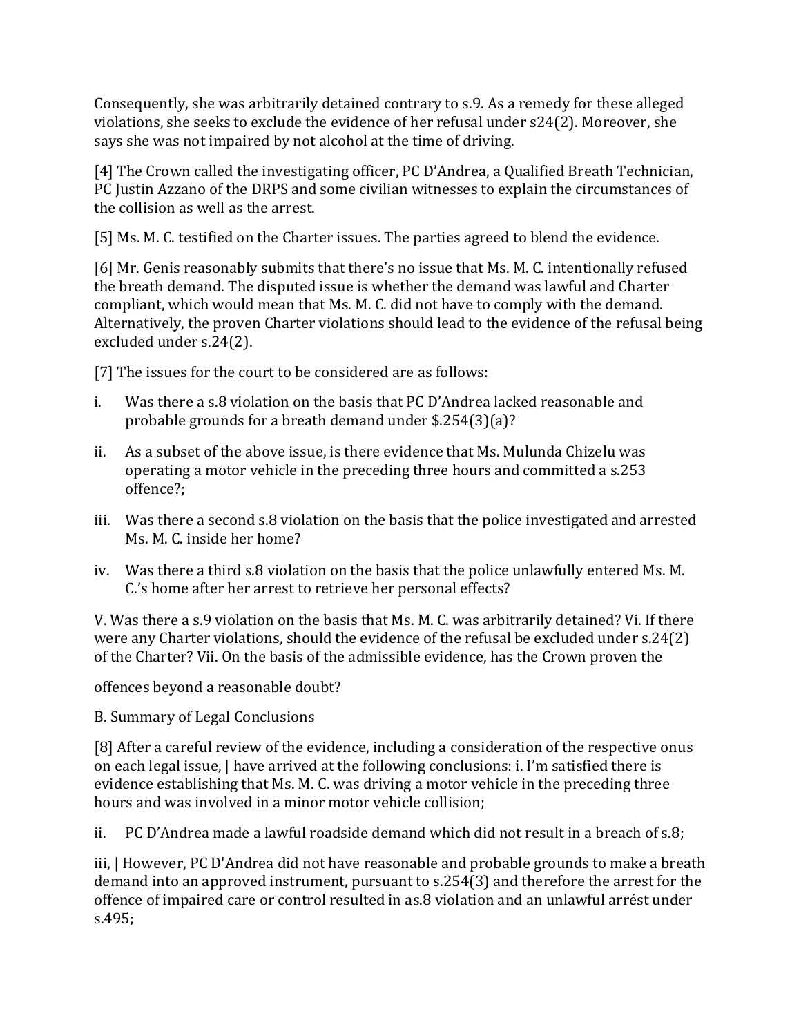Consequently, she was arbitrarily detained contrary to s.9. As a remedy for these alleged violations, she seeks to exclude the evidence of her refusal under s24(2). Moreover, she says she was not impaired by not alcohol at the time of driving.

[4] The Crown called the investigating officer, PC D'Andrea, a Qualified Breath Technician, PC Justin Azzano of the DRPS and some civilian witnesses to explain the circumstances of the collision as well as the arrest.

[5] Ms. M. C. testified on the Charter issues. The parties agreed to blend the evidence.

[6] Mr. Genis reasonably submits that there's no issue that Ms. M. C. intentionally refused the breath demand. The disputed issue is whether the demand was lawful and Charter compliant, which would mean that Ms. M. C. did not have to comply with the demand. Alternatively, the proven Charter violations should lead to the evidence of the refusal being excluded under s.24(2).

[7] The issues for the court to be considered are as follows:

i. Was there a s.8 violation on the basis that PC D'Andrea lacked reasonable and probable grounds for a breath demand under $.254(3)(a)?

ii. As a subset of the above issue, is there evidence that Ms. Mulunda Chizelu was operating a motor vehicle in the preceding three hours and committed a s.253 offence?;

iii. Was there a second s.8 violation on the basis that the police investigated and arrested Ms. M. C. inside her home?

iv. Was there a third s.8 violation on the basis that the police unlawfully entered Ms. M. C.'s home after her arrest to retrieve her personal effects?

V. Was there a s.9 violation on the basis that Ms. M. C. was arbitrarily detained? Vi. If there were any Charter violations, should the evidence of the refusal be excluded under s.24(2) of the Charter? Vii. On the basis of the admissible evidence, has the Crown proven the offences beyond a reasonable doubt?

B. Summary of Legal Conclusions

[8] After a careful review of the evidence, including a consideration of the respective onus on each legal issue, | have arrived at the following conclusions: i. I'm satisfied there is evidence establishing that Ms. M. C. was driving a motor vehicle in the preceding three hours and was involved in a minor motor vehicle collision;

ii. PC D'Andrea made a lawful roadside demand which did not result in a breach of s.8;

iii, | However, PC D'Andrea did not have reasonable and probable grounds to make a breath demand into an approved instrument, pursuant to s.254(3) and therefore the arrest for the offence of impaired care or control resulted in as.8 violation and an unlawful arrést under s.495;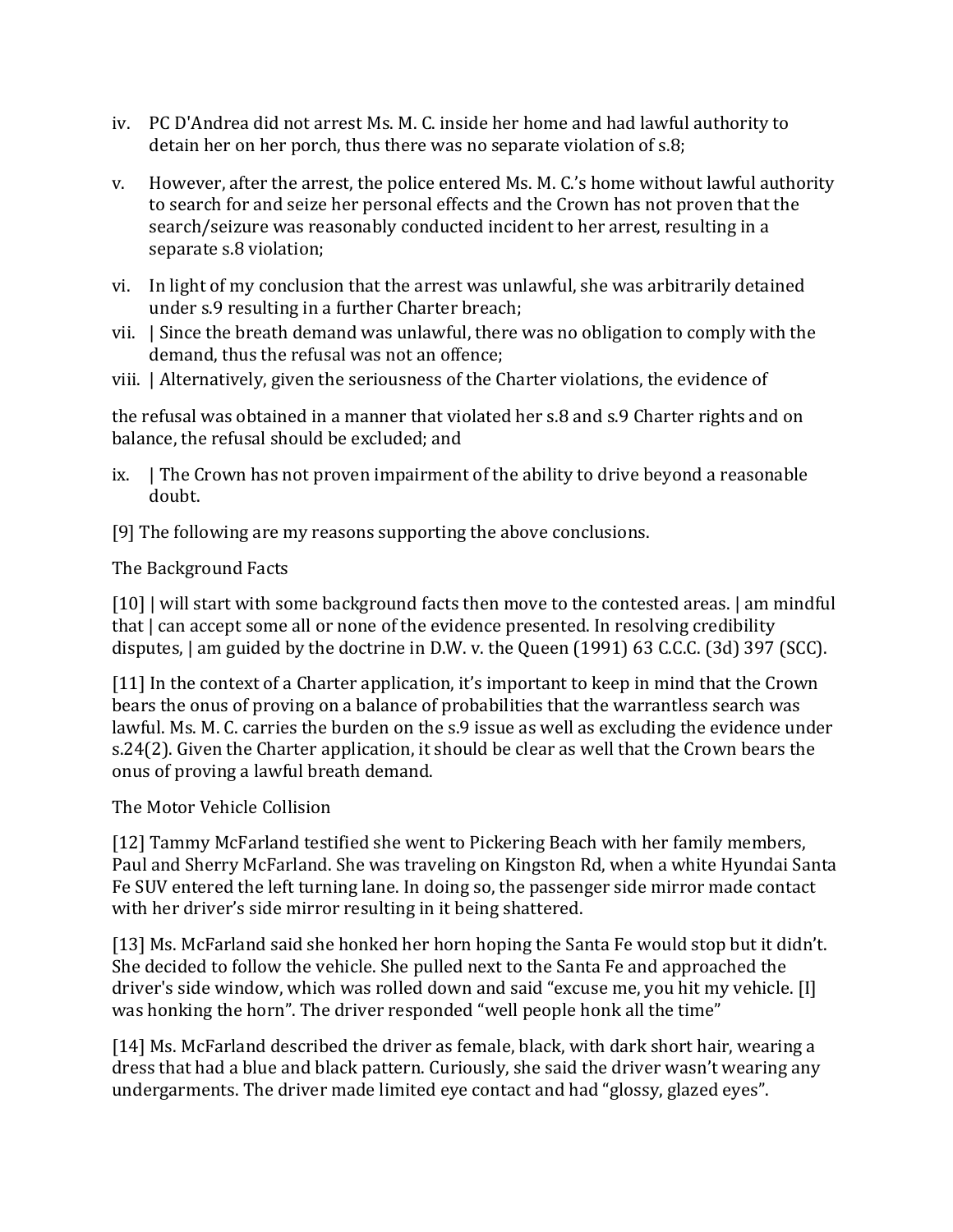iv. PC D'Andrea did not arrest Ms. M. C. inside her home and had lawful authority to detain her on her porch, thus there was no separate violation of s.8;

v. However, after the arrest, the police entered Ms. M. C.'s home without lawful authority to search for and seize her personal effects and the Crown has not proven that the search/seizure was reasonably conducted incident to her arrest, resulting in a separate s.8 violation;

vi. In light of my conclusion that the arrest was unlawful, she was arbitrarily detained under s.9 resulting in a further Charter breach;

vii. | Since the breath demand was unlawful, there was no obligation to comply with the demand, thus the refusal was not an offence;

viii. | Alternatively, given the seriousness of the Charter violations, the evidence of

the refusal was obtained in a manner that violated her s.8 and s.9 Charter rights and on balance, the refusal should be excluded; and

ix. | The Crown has not proven impairment of the ability to drive beyond a reasonable doubt.

[9] The following are my reasons supporting the above conclusions.

The Background Facts

[10] | will start with some background facts then move to the contested areas. | am mindful that | can accept some all or none of the evidence presented. In resolving credibility disputes, | am guided by the doctrine in D.W. v. the Queen (1991) 63 C.C.C. (3d) 397 (SCC).

[11] In the context of a Charter application, it's important to keep in mind that the Crown bears the onus of proving on a balance of probabilities that the warrantless search was lawful. Ms. M. C. carries the burden on the s.9 issue as well as excluding the evidence under s.24(2). Given the Charter application, it should be clear as well that the Crown bears the onus of proving a lawful breath demand.

The Motor Vehicle Collision

[12] Tammy McFarland testified she went to Pickering Beach with her family members, Paul and Sherry McFarland. She was traveling on Kingston Rd, when a white Hyundai Santa Fe SUV entered the left turning lane. In doing so, the passenger side mirror made contact with her driver's side mirror resulting in it being shattered.

[13] Ms. McFarland said she honked her horn hoping the Santa Fe would stop but it didn't. She decided to follow the vehicle. She pulled next to the Santa Fe and approached the driver's side window, which was rolled down and said "excuse me, you hit my vehicle. [I] was honking the horn". The driver responded "well people honk all the time"

[14] Ms. McFarland described the driver as female, black, with dark short hair, wearing a dress that had a blue and black pattern. Curiously, she said the driver wasn't wearing any undergarments. The driver made limited eye contact and had "glossy, glazed eyes".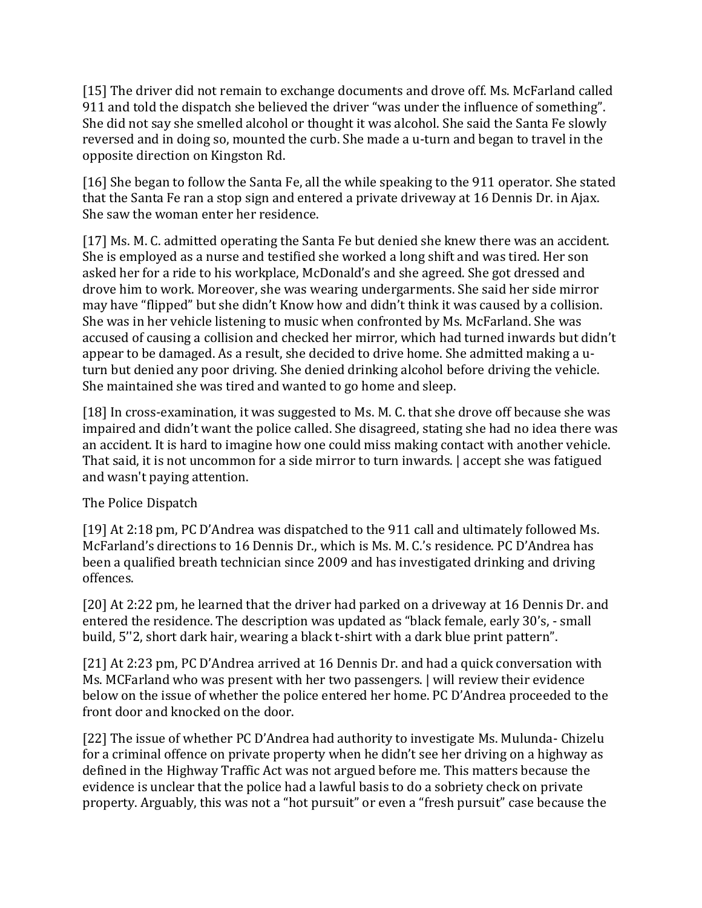[15] The driver did not remain to exchange documents and drove off. Ms. McFarland called 911 and told the dispatch she believed the driver "was under the influence of something". She did not say she smelled alcohol or thought it was alcohol. She said the Santa Fe slowly reversed and in doing so, mounted the curb. She made a u-turn and began to travel in the opposite direction on Kingston Rd.

[16] She began to follow the Santa Fe, all the while speaking to the 911 operator. She stated that the Santa Fe ran a stop sign and entered a private driveway at 16 Dennis Dr. in Ajax. She saw the woman enter her residence.

[17] Ms. M. C. admitted operating the Santa Fe but denied she knew there was an accident. She is employed as a nurse and testified she worked a long shift and was tired. Her son asked her for a ride to his workplace, McDonald's and she agreed. She got dressed and drove him to work. Moreover, she was wearing undergarments. She said her side mirror may have "flipped" but she didn't Know how and didn't think it was caused by a collision. She was in her vehicle listening to music when confronted by Ms. McFarland. She was accused of causing a collision and checked her mirror, which had turned inwards but didn't appear to be damaged. As a result, she decided to drive home. She admitted making a u-turn but denied any poor driving. She denied drinking alcohol before driving the vehicle. She maintained she was tired and wanted to go home and sleep.

[18] In cross-examination, it was suggested to Ms. M. C. that she drove off because she was impaired and didn't want the police called. She disagreed, stating she had no idea there was an accident. It is hard to imagine how one could miss making contact with another vehicle. That said, it is not uncommon for a side mirror to turn inwards. | accept she was fatigued and wasn't paying attention.

The Police Dispatch

[19] At 2:18 pm, PC D'Andrea was dispatched to the 911 call and ultimately followed Ms. McFarland's directions to 16 Dennis Dr., which is Ms. M. C.'s residence. PC D'Andrea has been a qualified breath technician since 2009 and has investigated drinking and driving offences.

[20] At 2:22 pm, he learned that the driver had parked on a driveway at 16 Dennis Dr. and entered the residence. The description was updated as "black female, early 30's, - small build, 5''2, short dark hair, wearing a black t-shirt with a dark blue print pattern".

[21] At 2:23 pm, PC D'Andrea arrived at 16 Dennis Dr. and had a quick conversation with Ms. MCFarland who was present with her two passengers. | will review their evidence below on the issue of whether the police entered her home. PC D'Andrea proceeded to the front door and knocked on the door.

[22] The issue of whether PC D'Andrea had authority to investigate Ms. Mulunda- Chizelu for a criminal offence on private property when he didn't see her driving on a highway as defined in the Highway Traffic Act was not argued before me. This matters because the evidence is unclear that the police had a lawful basis to do a sobriety check on private property. Arguably, this was not a "hot pursuit" or even a "fresh pursuit" case because the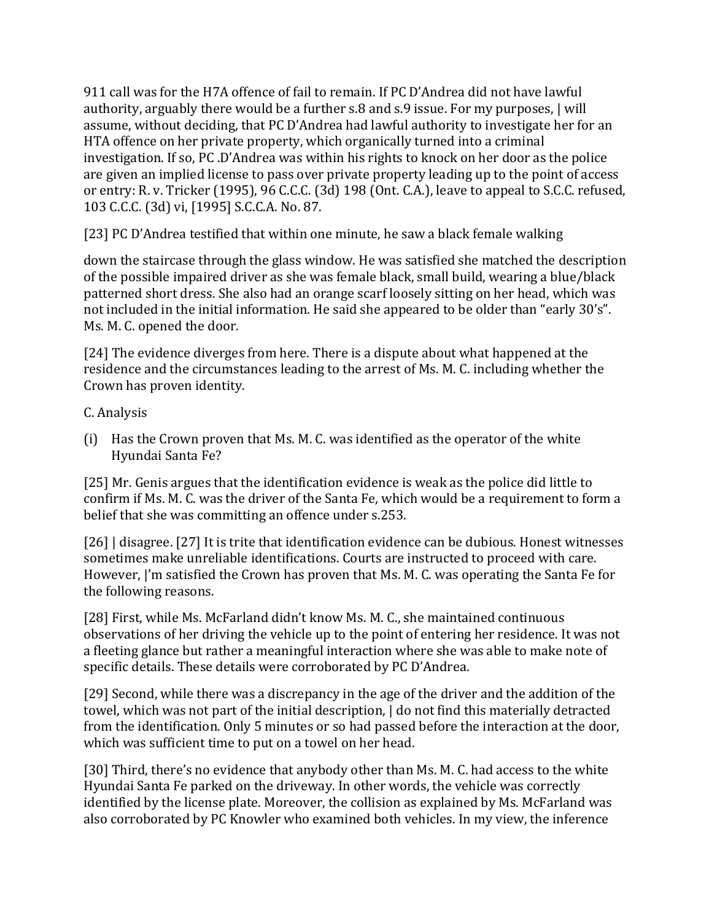911 call was for the H7A offence of fail to remain. If PC D'Andrea did not have lawful authority, arguably there would be a further s.8 and s.9 issue. For my purposes, | will assume, without deciding, that PC D'Andrea had lawful authority to investigate her for an HTA offence on her private property, which organically turned into a criminal investigation. If so, PC .D'Andrea was within his rights to knock on her door as the police are given an implied license to pass over private property leading up to the point of access or entry: R. v. Tricker (1995), 96 C.C.C. (3d) 198 (Ont. C.A.), leave to appeal to S.C.C. refused, 103 C.C.C. (3d) vi, [1995] S.C.C.A. No. 87.

[23] PC D'Andrea testified that within one minute, he saw a black female walking

down the staircase through the glass window. He was satisfied she matched the description of the possible impaired driver as she was female black, small build, wearing a blue/black patterned short dress. She also had an orange scarf loosely sitting on her head, which was not included in the initial information. He said she appeared to be older than "early 30's". Ms. M. C. opened the door.

[24] The evidence diverges from here. There is a dispute about what happened at the residence and the circumstances leading to the arrest of Ms. M. C. including whether the Crown has proven identity.

C. Analysis

(i) Has the Crown proven that Ms. M. C. was identified as the operator of the white Hyundai Santa Fe?

[25] Mr. Genis argues that the identification evidence is weak as the police did little to confirm if Ms. M. C. was the driver of the Santa Fe, which would be a requirement to form a belief that she was committing an offence under s.253.

[26] | disagree. [27] It is trite that identification evidence can be dubious. Honest witnesses sometimes make unreliable identifications. Courts are instructed to proceed with care. However, |'m satisfied the Crown has proven that Ms. M. C. was operating the Santa Fe for the following reasons.

[28] First, while Ms. McFarland didn't know Ms. M. C., she maintained continuous observations of her driving the vehicle up to the point of entering her residence. It was not a fleeting glance but rather a meaningful interaction where she was able to make note of specific details. These details were corroborated by PC D'Andrea.

[29] Second, while there was a discrepancy in the age of the driver and the addition of the towel, which was not part of the initial description, | do not find this materially detracted from the identification. Only 5 minutes or so had passed before the interaction at the door, which was sufficient time to put on a towel on her head.

[30] Third, there's no evidence that anybody other than Ms. M. C. had access to the white Hyundai Santa Fe parked on the driveway. In other words, the vehicle was correctly identified by the license plate. Moreover, the collision as explained by Ms. McFarland was also corroborated by PC Knowler who examined both vehicles. In my view, the inference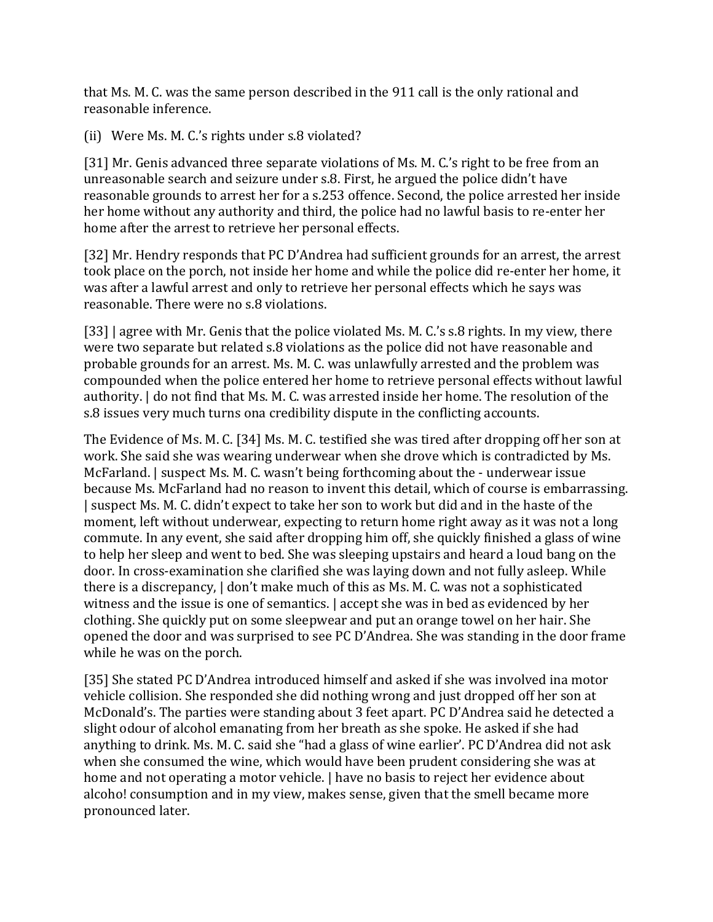that Ms. M. C. was the same person described in the 911 call is the only rational and reasonable inference.

(ii) Were Ms. M. C.'s rights under s.8 violated?

[31] Mr. Genis advanced three separate violations of Ms. M. C.'s right to be free from an unreasonable search and seizure under s.8. First, he argued the police didn't have reasonable grounds to arrest her for a s.253 offence. Second, the police arrested her inside her home without any authority and third, the police had no lawful basis to re-enter her home after the arrest to retrieve her personal effects.

[32] Mr. Hendry responds that PC D'Andrea had sufficient grounds for an arrest, the arrest took place on the porch, not inside her home and while the police did re-enter her home, it was after a lawful arrest and only to retrieve her personal effects which he says was reasonable. There were no s.8 violations.

[33] I agree with Mr. Genis that the police violated Ms. M. C.'s s.8 rights. In my view, there were two separate but related s.8 violations as the police did not have reasonable and probable grounds for an arrest. Ms. M. C. was unlawfully arrested and the problem was compounded when the police entered her home to retrieve personal effects without lawful authority. I do not find that Ms. M. C. was arrested inside her home. The resolution of the s.8 issues very much turns on a credibility dispute in the conflicting accounts.

The Evidence of Ms. M. C. [34] Ms. M. C. testified she was tired after dropping off her son at work. She said she was wearing underwear when she drove which is contradicted by Ms. McFarland. I suspect Ms. M. C. wasn't being forthcoming about the - underwear issue because Ms. McFarland had no reason to invent this detail, which of course is embarrassing. I suspect Ms. M. C. didn't expect to take her son to work but did and in the haste of the moment, left without underwear, expecting to return home right away as it was not a long commute. In any event, she said after dropping him off, she quickly finished a glass of wine to help her sleep and went to bed. She was sleeping upstairs and heard a loud bang on the door. In cross-examination she clarified she was laying down and not fully asleep. While there is a discrepancy, I don't make much of this as Ms. M. C. was not a sophisticated witness and the issue is one of semantics. I accept she was in bed as evidenced by her clothing. She quickly put on some sleepwear and put an orange towel on her hair. She opened the door and was surprised to see PC D'Andrea. She was standing in the door frame while he was on the porch.

[35] She stated PC D'Andrea introduced himself and asked if she was involved in a motor vehicle collision. She responded she did nothing wrong and just dropped off her son at McDonald's. The parties were standing about 3 feet apart. PC D'Andrea said he detected a slight odour of alcohol emanating from her breath as she spoke. He asked if she had anything to drink. Ms. M. C. said she "had a glass of wine earlier'. PC D'Andrea did not ask when she consumed the wine, which would have been prudent considering she was at home and not operating a motor vehicle. I have no basis to reject her evidence about alcohol consumption and in my view, makes sense, given that the smell became more pronounced later.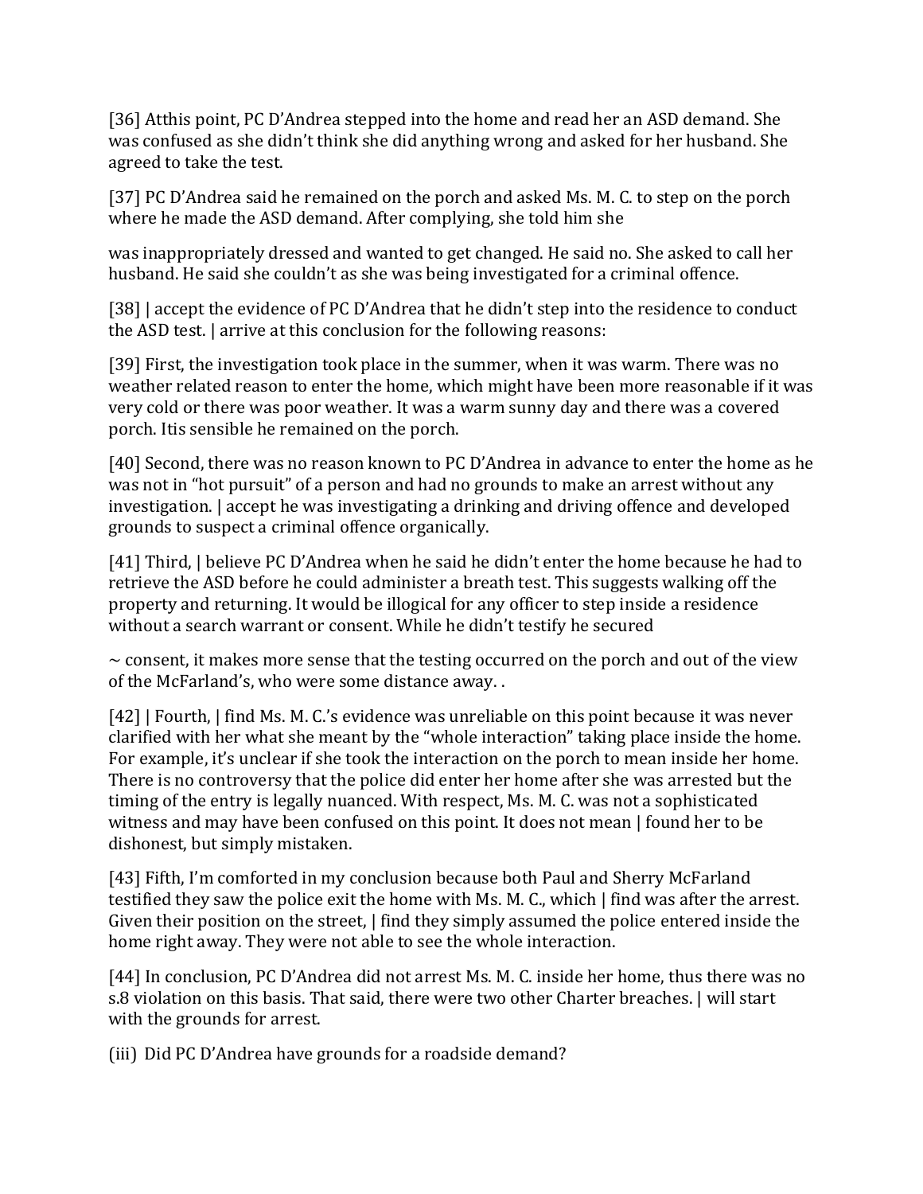[36] Atthis point, PC D'Andrea stepped into the home and read her an ASD demand. She was confused as she didn't think she did anything wrong and asked for her husband. She agreed to take the test.

[37] PC D'Andrea said he remained on the porch and asked Ms. M. C. to step on the porch where he made the ASD demand. After complying, she told him she

was inappropriately dressed and wanted to get changed. He said no. She asked to call her husband. He said she couldn't as she was being investigated for a criminal offence.

[38] | accept the evidence of PC D'Andrea that he didn't step into the residence to conduct the ASD test. | arrive at this conclusion for the following reasons:

[39] First, the investigation took place in the summer, when it was warm. There was no weather related reason to enter the home, which might have been more reasonable if it was very cold or there was poor weather. It was a warm sunny day and there was a covered porch. Itis sensible he remained on the porch.

[40] Second, there was no reason known to PC D'Andrea in advance to enter the home as he was not in "hot pursuit" of a person and had no grounds to make an arrest without any investigation. | accept he was investigating a drinking and driving offence and developed grounds to suspect a criminal offence organically.

[41] Third, | believe PC D'Andrea when he said he didn't enter the home because he had to retrieve the ASD before he could administer a breath test. This suggests walking off the property and returning. It would be illogical for any officer to step inside a residence without a search warrant or consent. While he didn't testify he secured

~ consent, it makes more sense that the testing occurred on the porch and out of the view of the McFarland's, who were some distance away. .

[42] | Fourth, | find Ms. M. C.'s evidence was unreliable on this point because it was never clarified with her what she meant by the "whole interaction" taking place inside the home. For example, it's unclear if she took the interaction on the porch to mean inside her home. There is no controversy that the police did enter her home after she was arrested but the timing of the entry is legally nuanced. With respect, Ms. M. C. was not a sophisticated witness and may have been confused on this point. It does not mean | found her to be dishonest, but simply mistaken.

[43] Fifth, I'm comforted in my conclusion because both Paul and Sherry McFarland testified they saw the police exit the home with Ms. M. C., which | find was after the arrest. Given their position on the street, | find they simply assumed the police entered inside the home right away. They were not able to see the whole interaction.

[44] In conclusion, PC D'Andrea did not arrest Ms. M. C. inside her home, thus there was no s.8 violation on this basis. That said, there were two other Charter breaches. | will start with the grounds for arrest.

(iii) Did PC D'Andrea have grounds for a roadside demand?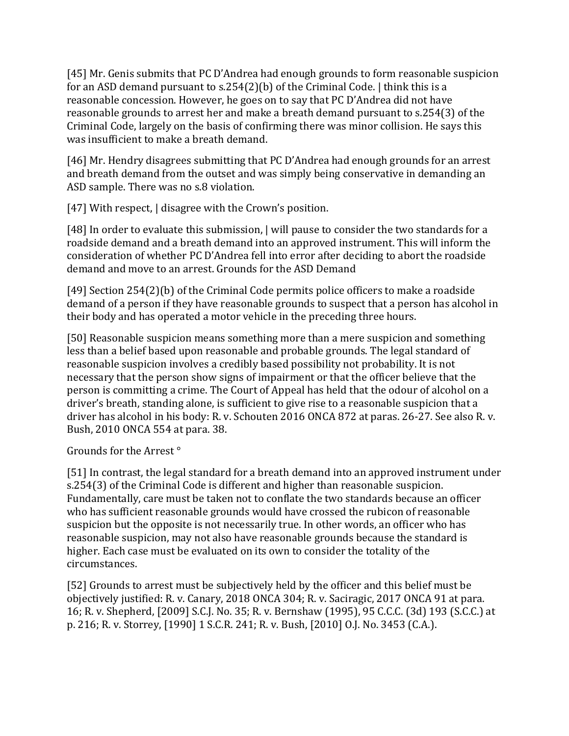[45] Mr. Genis submits that PC D'Andrea had enough grounds to form reasonable suspicion for an ASD demand pursuant to s.254(2)(b) of the Criminal Code. | think this is a reasonable concession. However, he goes on to say that PC D'Andrea did not have reasonable grounds to arrest her and make a breath demand pursuant to s.254(3) of the Criminal Code, largely on the basis of confirming there was minor collision. He says this was insufficient to make a breath demand.

[46] Mr. Hendry disagrees submitting that PC D'Andrea had enough grounds for an arrest and breath demand from the outset and was simply being conservative in demanding an ASD sample. There was no s.8 violation.

[47] With respect, | disagree with the Crown's position.

[48] In order to evaluate this submission, | will pause to consider the two standards for a roadside demand and a breath demand into an approved instrument. This will inform the consideration of whether PC D'Andrea fell into error after deciding to abort the roadside demand and move to an arrest. Grounds for the ASD Demand

[49] Section 254(2)(b) of the Criminal Code permits police officers to make a roadside demand of a person if they have reasonable grounds to suspect that a person has alcohol in their body and has operated a motor vehicle in the preceding three hours.

[50] Reasonable suspicion means something more than a mere suspicion and something less than a belief based upon reasonable and probable grounds. The legal standard of reasonable suspicion involves a credibly based possibility not probability. It is not necessary that the person show signs of impairment or that the officer believe that the person is committing a crime. The Court of Appeal has held that the odour of alcohol on a driver's breath, standing alone, is sufficient to give rise to a reasonable suspicion that a driver has alcohol in his body: R. v. Schouten 2016 ONCA 872 at paras. 26-27. See also R. v. Bush, 2010 ONCA 554 at para. 38.

Grounds for the Arrest °

[51] In contrast, the legal standard for a breath demand into an approved instrument under s.254(3) of the Criminal Code is different and higher than reasonable suspicion. Fundamentally, care must be taken not to conflate the two standards because an officer who has sufficient reasonable grounds would have crossed the rubicon of reasonable suspicion but the opposite is not necessarily true. In other words, an officer who has reasonable suspicion, may not also have reasonable grounds because the standard is higher. Each case must be evaluated on its own to consider the totality of the circumstances.

[52] Grounds to arrest must be subjectively held by the officer and this belief must be objectively justified: R. v. Canary, 2018 ONCA 304; R. v. Saciragic, 2017 ONCA 91 at para. 16; R. v. Shepherd, [2009] S.C.J. No. 35; R. v. Bernshaw (1995), 95 C.C.C. (3d) 193 (S.C.C.) at p. 216; R. v. Storrey, [1990] 1 S.C.R. 241; R. v. Bush, [2010] O.J. No. 3453 (C.A.).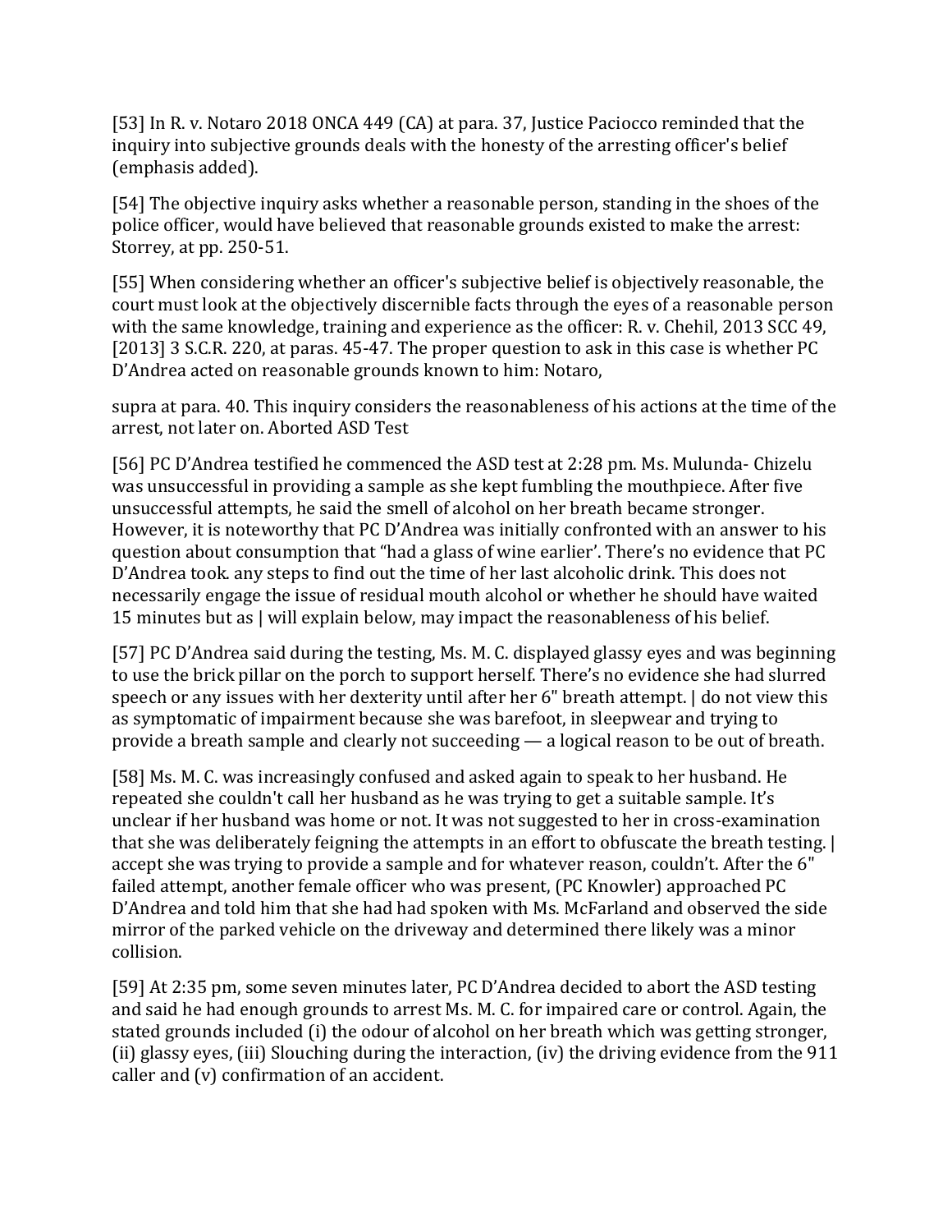[53] In R. v. Notaro 2018 ONCA 449 (CA) at para. 37, Justice Paciocco reminded that the inquiry into subjective grounds deals with the honesty of the arresting officer's belief (emphasis added).

[54] The objective inquiry asks whether a reasonable person, standing in the shoes of the police officer, would have believed that reasonable grounds existed to make the arrest: Storrey, at pp. 250-51.

[55] When considering whether an officer's subjective belief is objectively reasonable, the court must look at the objectively discernible facts through the eyes of a reasonable person with the same knowledge, training and experience as the officer: R. v. Chehil, 2013 SCC 49, [2013] 3 S.C.R. 220, at paras. 45-47. The proper question to ask in this case is whether PC D'Andrea acted on reasonable grounds known to him: Notaro,

supra at para. 40. This inquiry considers the reasonableness of his actions at the time of the arrest, not later on. Aborted ASD Test

[56] PC D'Andrea testified he commenced the ASD test at 2:28 pm. Ms. Mulunda- Chizelu was unsuccessful in providing a sample as she kept fumbling the mouthpiece. After five unsuccessful attempts, he said the smell of alcohol on her breath became stronger. However, it is noteworthy that PC D'Andrea was initially confronted with an answer to his question about consumption that "had a glass of wine earlier'. There's no evidence that PC D'Andrea took. any steps to find out the time of her last alcoholic drink. This does not necessarily engage the issue of residual mouth alcohol or whether he should have waited 15 minutes but as | will explain below, may impact the reasonableness of his belief.

[57] PC D'Andrea said during the testing, Ms. M. C. displayed glassy eyes and was beginning to use the brick pillar on the porch to support herself. There's no evidence she had slurred speech or any issues with her dexterity until after her 6" breath attempt. | do not view this as symptomatic of impairment because she was barefoot, in sleepwear and trying to provide a breath sample and clearly not succeeding — a logical reason to be out of breath.

[58] Ms. M. C. was increasingly confused and asked again to speak to her husband. He repeated she couldn't call her husband as he was trying to get a suitable sample. It's unclear if her husband was home or not. It was not suggested to her in cross-examination that she was deliberately feigning the attempts in an effort to obfuscate the breath testing. | accept she was trying to provide a sample and for whatever reason, couldn't. After the 6" failed attempt, another female officer who was present, (PC Knowler) approached PC D'Andrea and told him that she had had spoken with Ms. McFarland and observed the side mirror of the parked vehicle on the driveway and determined there likely was a minor collision.

[59] At 2:35 pm, some seven minutes later, PC D'Andrea decided to abort the ASD testing and said he had enough grounds to arrest Ms. M. C. for impaired care or control. Again, the stated grounds included (i) the odour of alcohol on her breath which was getting stronger, (ii) glassy eyes, (iii) Slouching during the interaction, (iv) the driving evidence from the 911 caller and (v) confirmation of an accident.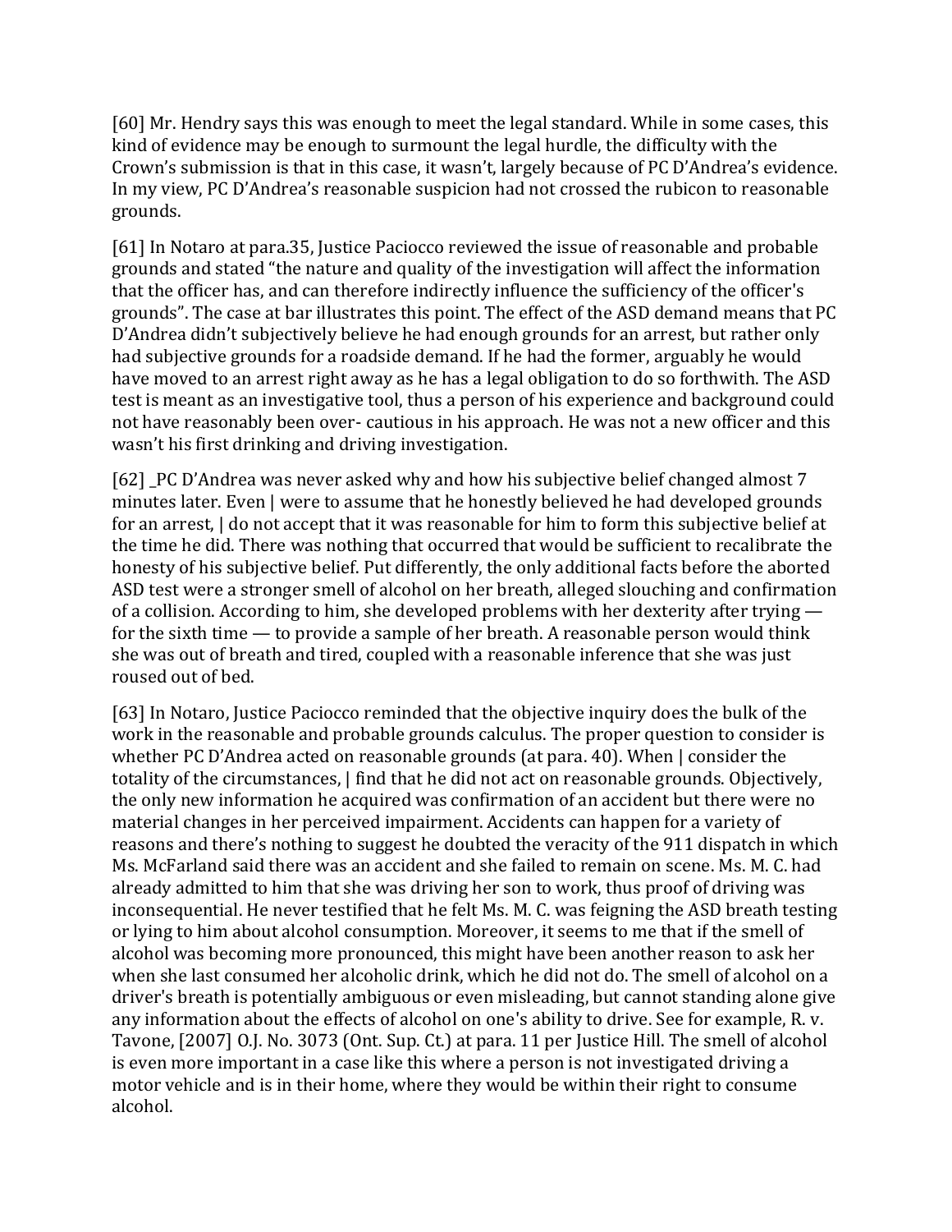[60] Mr. Hendry says this was enough to meet the legal standard. While in some cases, this kind of evidence may be enough to surmount the legal hurdle, the difficulty with the Crown's submission is that in this case, it wasn't, largely because of PC D'Andrea's evidence. In my view, PC D'Andrea's reasonable suspicion had not crossed the rubicon to reasonable grounds.

[61] In Notaro at para.35, Justice Paciocco reviewed the issue of reasonable and probable grounds and stated "the nature and quality of the investigation will affect the information that the officer has, and can therefore indirectly influence the sufficiency of the officer's grounds". The case at bar illustrates this point. The effect of the ASD demand means that PC D'Andrea didn't subjectively believe he had enough grounds for an arrest, but rather only had subjective grounds for a roadside demand. If he had the former, arguably he would have moved to an arrest right away as he has a legal obligation to do so forthwith. The ASD test is meant as an investigative tool, thus a person of his experience and background could not have reasonably been over- cautious in his approach. He was not a new officer and this wasn't his first drinking and driving investigation.

[62] _PC D'Andrea was never asked why and how his subjective belief changed almost 7 minutes later. Even | were to assume that he honestly believed he had developed grounds for an arrest, | do not accept that it was reasonable for him to form this subjective belief at the time he did. There was nothing that occurred that would be sufficient to recalibrate the honesty of his subjective belief. Put differently, the only additional facts before the aborted ASD test were a stronger smell of alcohol on her breath, alleged slouching and confirmation of a collision. According to him, she developed problems with her dexterity after trying — for the sixth time — to provide a sample of her breath. A reasonable person would think she was out of breath and tired, coupled with a reasonable inference that she was just roused out of bed.

[63] In Notaro, Justice Paciocco reminded that the objective inquiry does the bulk of the work in the reasonable and probable grounds calculus. The proper question to consider is whether PC D'Andrea acted on reasonable grounds (at para. 40). When | consider the totality of the circumstances, | find that he did not act on reasonable grounds. Objectively, the only new information he acquired was confirmation of an accident but there were no material changes in her perceived impairment. Accidents can happen for a variety of reasons and there's nothing to suggest he doubted the veracity of the 911 dispatch in which Ms. McFarland said there was an accident and she failed to remain on scene. Ms. M. C. had already admitted to him that she was driving her son to work, thus proof of driving was inconsequential. He never testified that he felt Ms. M. C. was feigning the ASD breath testing or lying to him about alcohol consumption. Moreover, it seems to me that if the smell of alcohol was becoming more pronounced, this might have been another reason to ask her when she last consumed her alcoholic drink, which he did not do. The smell of alcohol on a driver's breath is potentially ambiguous or even misleading, but cannot standing alone give any information about the effects of alcohol on one's ability to drive. See for example, R. v. Tavone, [2007] O.J. No. 3073 (Ont. Sup. Ct.) at para. 11 per Justice Hill. The smell of alcohol is even more important in a case like this where a person is not investigated driving a motor vehicle and is in their home, where they would be within their right to consume alcohol.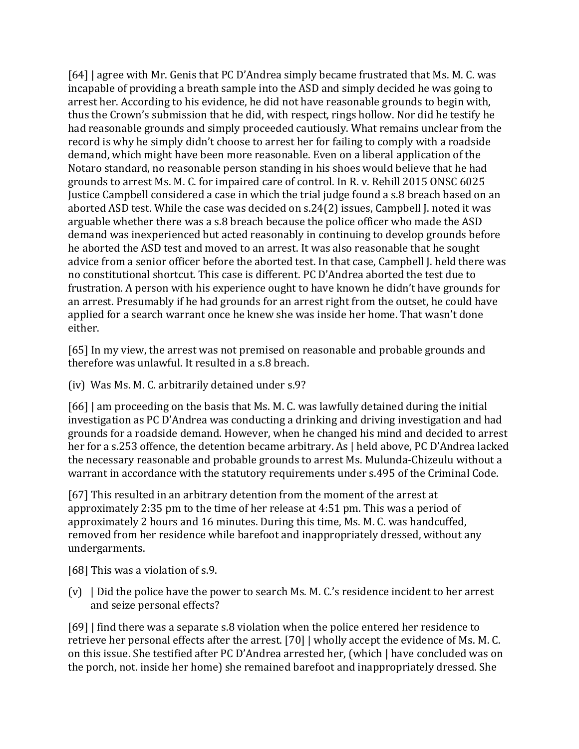[64] | agree with Mr. Genis that PC D'Andrea simply became frustrated that Ms. M. C. was incapable of providing a breath sample into the ASD and simply decided he was going to arrest her. According to his evidence, he did not have reasonable grounds to begin with, thus the Crown's submission that he did, with respect, rings hollow. Nor did he testify he had reasonable grounds and simply proceeded cautiously. What remains unclear from the record is why he simply didn't choose to arrest her for failing to comply with a roadside demand, which might have been more reasonable. Even on a liberal application of the Notaro standard, no reasonable person standing in his shoes would believe that he had grounds to arrest Ms. M. C. for impaired care of control. In R. v. Rehill 2015 ONSC 6025 Justice Campbell considered a case in which the trial judge found a s.8 breach based on an aborted ASD test. While the case was decided on s.24(2) issues, Campbell J. noted it was arguable whether there was a s.8 breach because the police officer who made the ASD demand was inexperienced but acted reasonably in continuing to develop grounds before he aborted the ASD test and moved to an arrest. It was also reasonable that he sought advice from a senior officer before the aborted test. In that case, Campbell J. held there was no constitutional shortcut. This case is different. PC D'Andrea aborted the test due to frustration. A person with his experience ought to have known he didn't have grounds for an arrest. Presumably if he had grounds for an arrest right from the outset, he could have applied for a search warrant once he knew she was inside her home. That wasn't done either.

[65] In my view, the arrest was not premised on reasonable and probable grounds and therefore was unlawful. It resulted in a s.8 breach.

(iv) Was Ms. M. C. arbitrarily detained under s.9?

[66] | am proceeding on the basis that Ms. M. C. was lawfully detained during the initial investigation as PC D'Andrea was conducting a drinking and driving investigation and had grounds for a roadside demand. However, when he changed his mind and decided to arrest her for a s.253 offence, the detention became arbitrary. As | held above, PC D'Andrea lacked the necessary reasonable and probable grounds to arrest Ms. Mulunda-Chizeulu without a warrant in accordance with the statutory requirements under s.495 of the Criminal Code.

[67] This resulted in an arbitrary detention from the moment of the arrest at approximately 2:35 pm to the time of her release at 4:51 pm. This was a period of approximately 2 hours and 16 minutes. During this time, Ms. M. C. was handcuffed, removed from her residence while barefoot and inappropriately dressed, without any undergarments.

[68] This was a violation of s.9.

(v) | Did the police have the power to search Ms. M. C.'s residence incident to her arrest and seize personal effects?

[69] | find there was a separate s.8 violation when the police entered her residence to retrieve her personal effects after the arrest. [70] | wholly accept the evidence of Ms. M. C. on this issue. She testified after PC D'Andrea arrested her, (which | have concluded was on the porch, not. inside her home) she remained barefoot and inappropriately dressed. She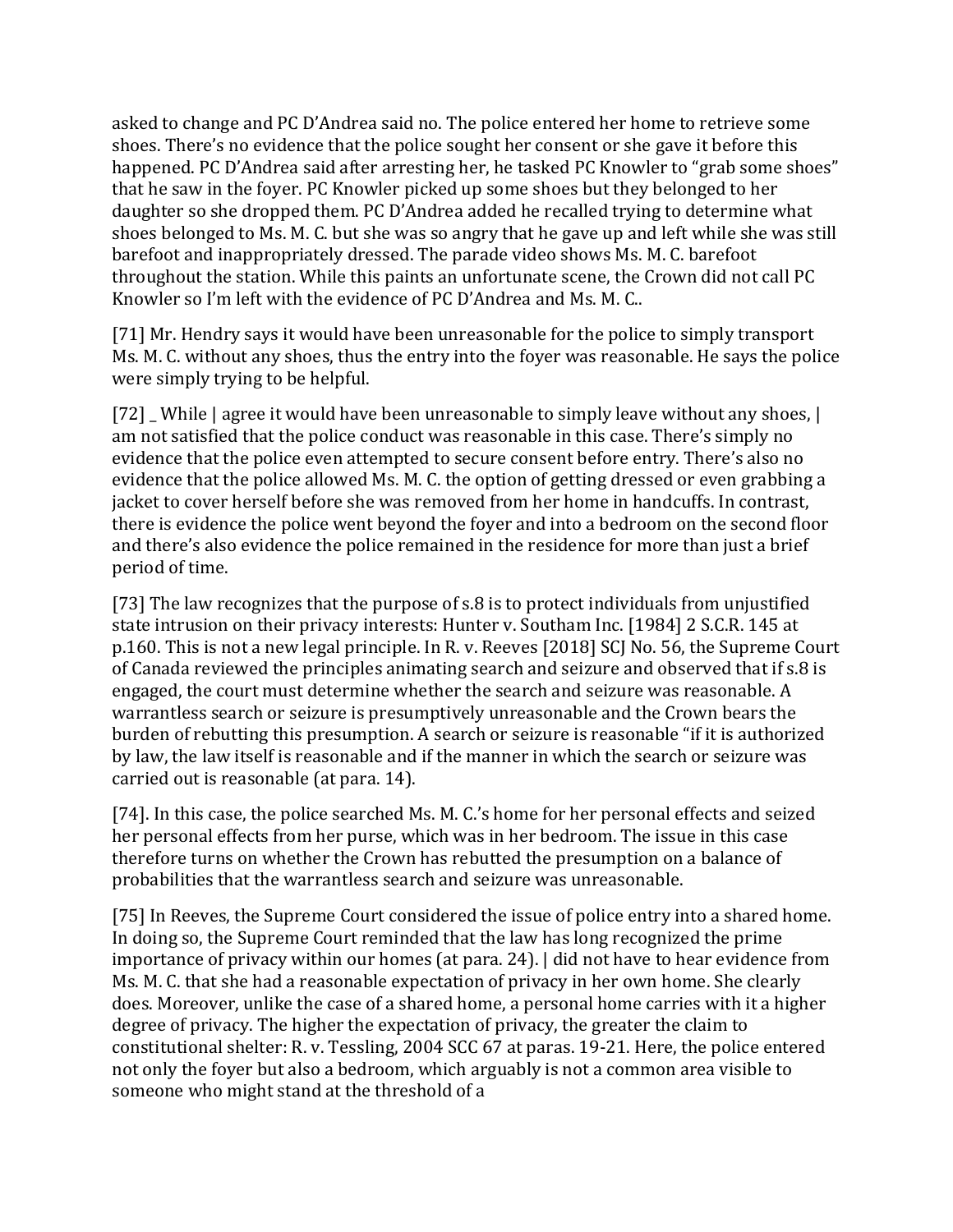asked to change and PC D'Andrea said no. The police entered her home to retrieve some shoes. There's no evidence that the police sought her consent or she gave it before this happened. PC D'Andrea said after arresting her, he tasked PC Knowler to "grab some shoes" that he saw in the foyer. PC Knowler picked up some shoes but they belonged to her daughter so she dropped them. PC D'Andrea added he recalled trying to determine what shoes belonged to Ms. M. C. but she was so angry that he gave up and left while she was still barefoot and inappropriately dressed. The parade video shows Ms. M. C. barefoot throughout the station. While this paints an unfortunate scene, the Crown did not call PC Knowler so I'm left with the evidence of PC D'Andrea and Ms. M. C..

[71] Mr. Hendry says it would have been unreasonable for the police to simply transport Ms. M. C. without any shoes, thus the entry into the foyer was reasonable. He says the police were simply trying to be helpful.

[72] _ While | agree it would have been unreasonable to simply leave without any shoes, | am not satisfied that the police conduct was reasonable in this case. There's simply no evidence that the police even attempted to secure consent before entry. There's also no evidence that the police allowed Ms. M. C. the option of getting dressed or even grabbing a jacket to cover herself before she was removed from her home in handcuffs. In contrast, there is evidence the police went beyond the foyer and into a bedroom on the second floor and there's also evidence the police remained in the residence for more than just a brief period of time.

[73] The law recognizes that the purpose of s.8 is to protect individuals from unjustified state intrusion on their privacy interests: Hunter v. Southam Inc. [1984] 2 S.C.R. 145 at p.160. This is not a new legal principle. In R. v. Reeves [2018] SCJ No. 56, the Supreme Court of Canada reviewed the principles animating search and seizure and observed that if s.8 is engaged, the court must determine whether the search and seizure was reasonable. A warrantless search or seizure is presumptively unreasonable and the Crown bears the burden of rebutting this presumption. A search or seizure is reasonable "if it is authorized by law, the law itself is reasonable and if the manner in which the search or seizure was carried out is reasonable (at para. 14).

[74]. In this case, the police searched Ms. M. C.'s home for her personal effects and seized her personal effects from her purse, which was in her bedroom. The issue in this case therefore turns on whether the Crown has rebutted the presumption on a balance of probabilities that the warrantless search and seizure was unreasonable.

[75] In Reeves, the Supreme Court considered the issue of police entry into a shared home. In doing so, the Supreme Court reminded that the law has long recognized the prime importance of privacy within our homes (at para. 24). | did not have to hear evidence from Ms. M. C. that she had a reasonable expectation of privacy in her own home. She clearly does. Moreover, unlike the case of a shared home, a personal home carries with it a higher degree of privacy. The higher the expectation of privacy, the greater the claim to constitutional shelter: R. v. Tessling, 2004 SCC 67 at paras. 19-21. Here, the police entered not only the foyer but also a bedroom, which arguably is not a common area visible to someone who might stand at the threshold of a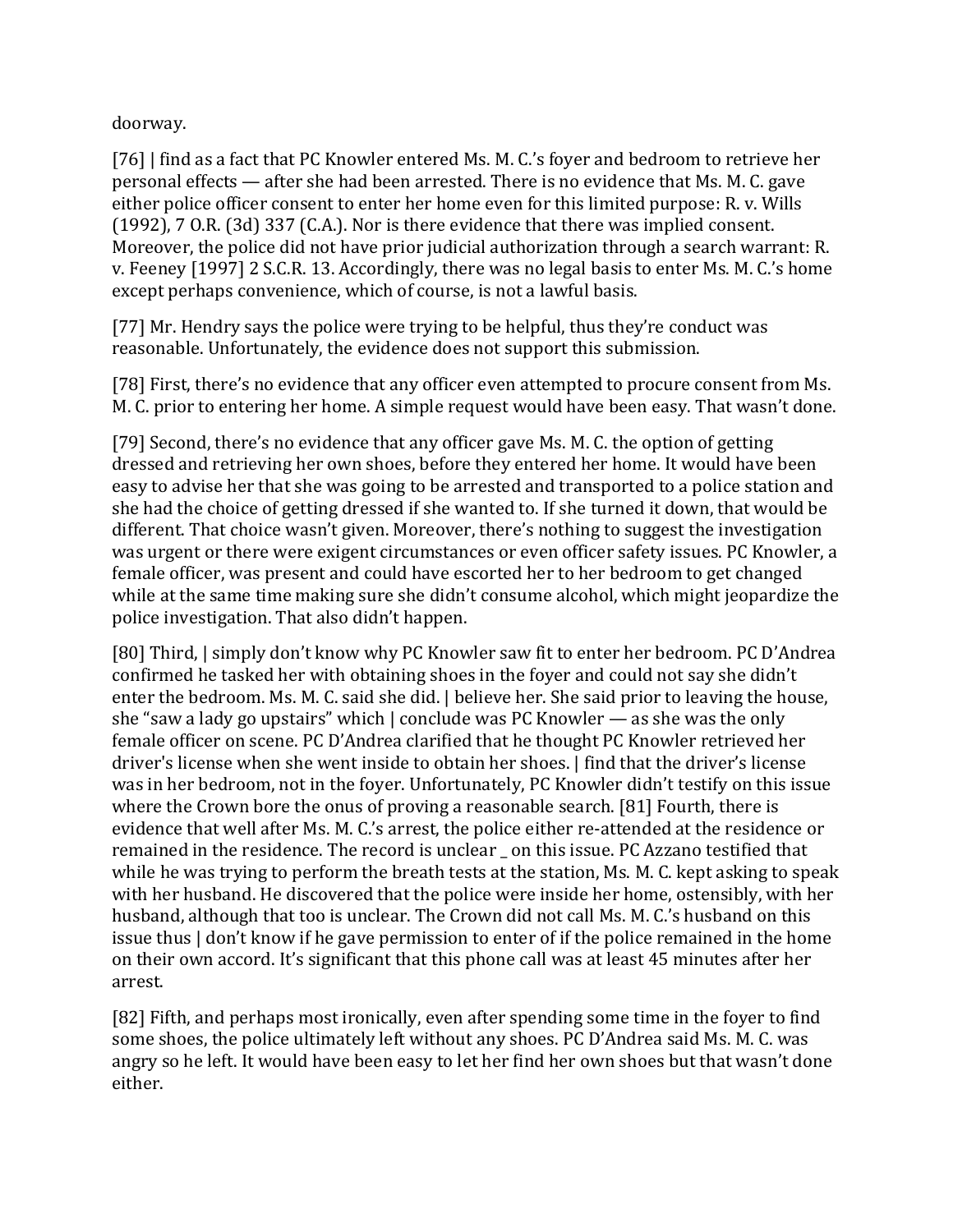doorway.

[76] | find as a fact that PC Knowler entered Ms. M. C.'s foyer and bedroom to retrieve her personal effects — after she had been arrested. There is no evidence that Ms. M. C. gave either police officer consent to enter her home even for this limited purpose: R. v. Wills (1992), 7 O.R. (3d) 337 (C.A.). Nor is there evidence that there was implied consent. Moreover, the police did not have prior judicial authorization through a search warrant: R. v. Feeney [1997] 2 S.C.R. 13. Accordingly, there was no legal basis to enter Ms. M. C.'s home except perhaps convenience, which of course, is not a lawful basis.

[77] Mr. Hendry says the police were trying to be helpful, thus they're conduct was reasonable. Unfortunately, the evidence does not support this submission.

[78] First, there's no evidence that any officer even attempted to procure consent from Ms. M. C. prior to entering her home. A simple request would have been easy. That wasn't done.

[79] Second, there's no evidence that any officer gave Ms. M. C. the option of getting dressed and retrieving her own shoes, before they entered her home. It would have been easy to advise her that she was going to be arrested and transported to a police station and she had the choice of getting dressed if she wanted to. If she turned it down, that would be different. That choice wasn't given. Moreover, there's nothing to suggest the investigation was urgent or there were exigent circumstances or even officer safety issues. PC Knowler, a female officer, was present and could have escorted her to her bedroom to get changed while at the same time making sure she didn't consume alcohol, which might jeopardize the police investigation. That also didn't happen.

[80] Third, | simply don't know why PC Knowler saw fit to enter her bedroom. PC D'Andrea confirmed he tasked her with obtaining shoes in the foyer and could not say she didn't enter the bedroom. Ms. M. C. said she did. | believe her. She said prior to leaving the house, she "saw a lady go upstairs" which | conclude was PC Knowler — as she was the only female officer on scene. PC D'Andrea clarified that he thought PC Knowler retrieved her driver's license when she went inside to obtain her shoes. | find that the driver's license was in her bedroom, not in the foyer. Unfortunately, PC Knowler didn't testify on this issue where the Crown bore the onus of proving a reasonable search. [81] Fourth, there is evidence that well after Ms. M. C.'s arrest, the police either re-attended at the residence or remained in the residence. The record is unclear _ on this issue. PC Azzano testified that while he was trying to perform the breath tests at the station, Ms. M. C. kept asking to speak with her husband. He discovered that the police were inside her home, ostensibly, with her husband, although that too is unclear. The Crown did not call Ms. M. C.'s husband on this issue thus | don't know if he gave permission to enter of if the police remained in the home on their own accord. It's significant that this phone call was at least 45 minutes after her arrest.

[82] Fifth, and perhaps most ironically, even after spending some time in the foyer to find some shoes, the police ultimately left without any shoes. PC D'Andrea said Ms. M. C. was angry so he left. It would have been easy to let her find her own shoes but that wasn't done either.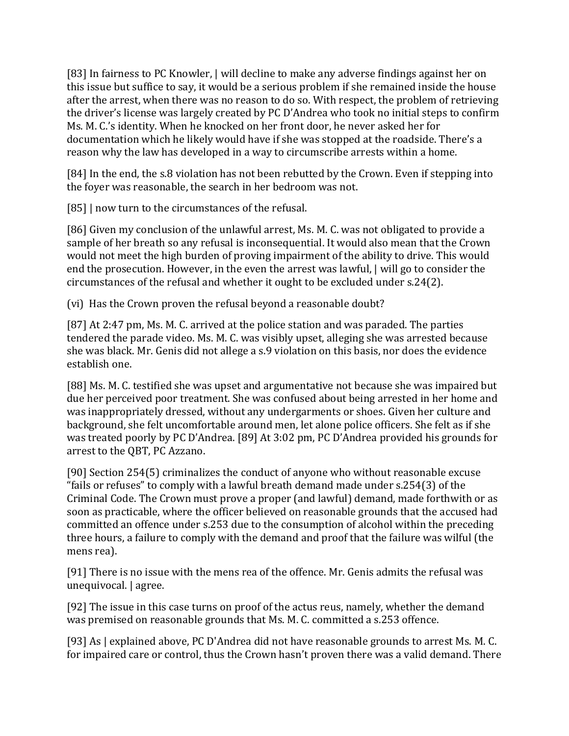[83] In fairness to PC Knowler, | will decline to make any adverse findings against her on this issue but suffice to say, it would be a serious problem if she remained inside the house after the arrest, when there was no reason to do so. With respect, the problem of retrieving the driver's license was largely created by PC D'Andrea who took no initial steps to confirm Ms. M. C.'s identity. When he knocked on her front door, he never asked her for documentation which he likely would have if she was stopped at the roadside. There's a reason why the law has developed in a way to circumscribe arrests within a home.

[84] In the end, the s.8 violation has not been rebutted by the Crown. Even if stepping into the foyer was reasonable, the search in her bedroom was not.

[85] | now turn to the circumstances of the refusal.

[86] Given my conclusion of the unlawful arrest, Ms. M. C. was not obligated to provide a sample of her breath so any refusal is inconsequential. It would also mean that the Crown would not meet the high burden of proving impairment of the ability to drive. This would end the prosecution. However, in the even the arrest was lawful, | will go to consider the circumstances of the refusal and whether it ought to be excluded under s.24(2).

(vi) Has the Crown proven the refusal beyond a reasonable doubt?

[87] At 2:47 pm, Ms. M. C. arrived at the police station and was paraded. The parties tendered the parade video. Ms. M. C. was visibly upset, alleging she was arrested because she was black. Mr. Genis did not allege a s.9 violation on this basis, nor does the evidence establish one.

[88] Ms. M. C. testified she was upset and argumentative not because she was impaired but due her perceived poor treatment. She was confused about being arrested in her home and was inappropriately dressed, without any undergarments or shoes. Given her culture and background, she felt uncomfortable around men, let alone police officers. She felt as if she was treated poorly by PC D'Andrea. [89] At 3:02 pm, PC D'Andrea provided his grounds for arrest to the QBT, PC Azzano.

[90] Section 254(5) criminalizes the conduct of anyone who without reasonable excuse "fails or refuses" to comply with a lawful breath demand made under s.254(3) of the Criminal Code. The Crown must prove a proper (and lawful) demand, made forthwith or as soon as practicable, where the officer believed on reasonable grounds that the accused had committed an offence under s.253 due to the consumption of alcohol within the preceding three hours, a failure to comply with the demand and proof that the failure was wilful (the mens rea).

[91] There is no issue with the mens rea of the offence. Mr. Genis admits the refusal was unequivocal. | agree.

[92] The issue in this case turns on proof of the actus reus, namely, whether the demand was premised on reasonable grounds that Ms. M. C. committed a s.253 offence.

[93] As | explained above, PC D'Andrea did not have reasonable grounds to arrest Ms. M. C. for impaired care or control, thus the Crown hasn't proven there was a valid demand. There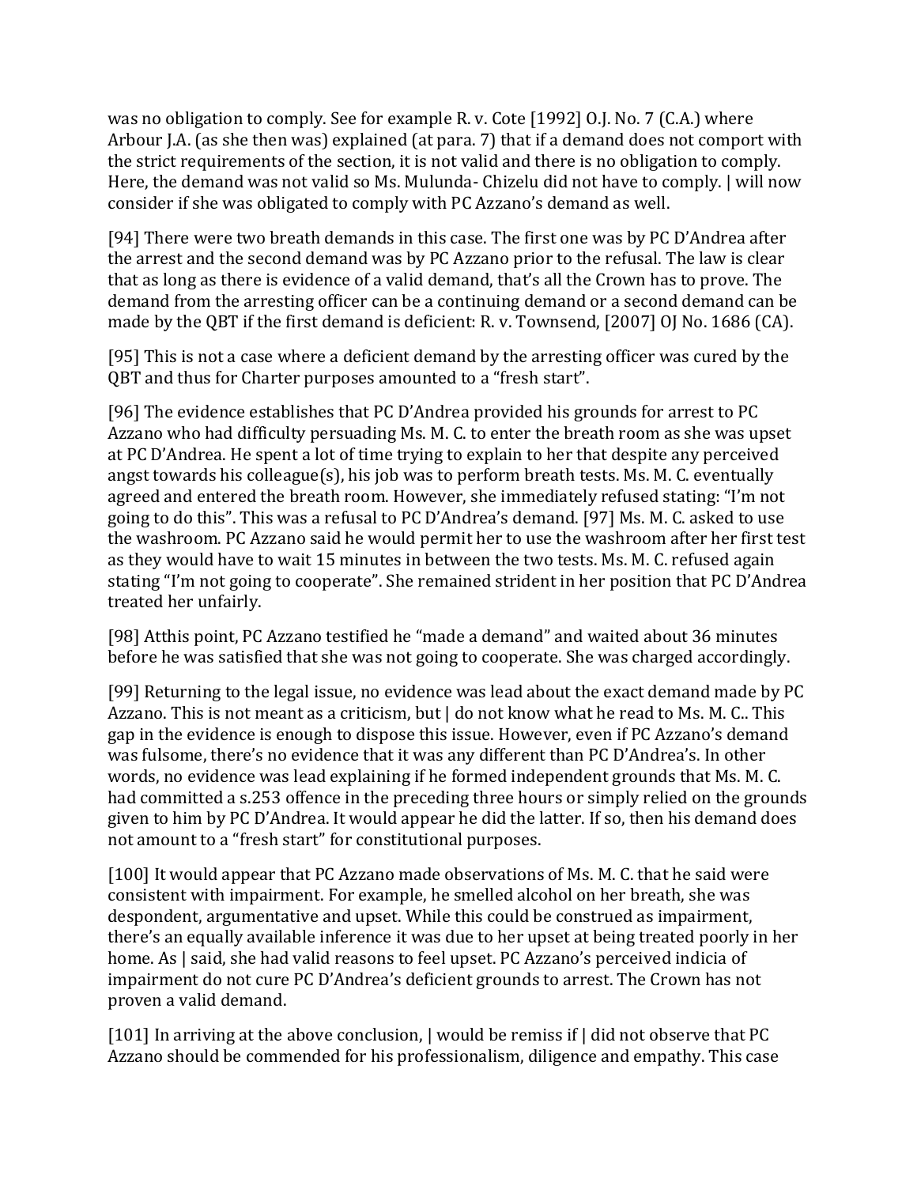was no obligation to comply. See for example R. v. Cote [1992] O.J. No. 7 (C.A.) where Arbour J.A. (as she then was) explained (at para. 7) that if a demand does not comport with the strict requirements of the section, it is not valid and there is no obligation to comply. Here, the demand was not valid so Ms. Mulunda- Chizelu did not have to comply. I will now consider if she was obligated to comply with PC Azzano's demand as well.

[94] There were two breath demands in this case. The first one was by PC D'Andrea after the arrest and the second demand was by PC Azzano prior to the refusal. The law is clear that as long as there is evidence of a valid demand, that's all the Crown has to prove. The demand from the arresting officer can be a continuing demand or a second demand can be made by the QBT if the first demand is deficient: R. v. Townsend, [2007] OJ No. 1686 (CA).

[95] This is not a case where a deficient demand by the arresting officer was cured by the QBT and thus for Charter purposes amounted to a "fresh start".

[96] The evidence establishes that PC D'Andrea provided his grounds for arrest to PC Azzano who had difficulty persuading Ms. M. C. to enter the breath room as she was upset at PC D'Andrea. He spent a lot of time trying to explain to her that despite any perceived angst towards his colleague(s), his job was to perform breath tests. Ms. M. C. eventually agreed and entered the breath room. However, she immediately refused stating: "I'm not going to do this". This was a refusal to PC D'Andrea's demand. [97] Ms. M. C. asked to use the washroom. PC Azzano said he would permit her to use the washroom after her first test as they would have to wait 15 minutes in between the two tests. Ms. M. C. refused again stating "I'm not going to cooperate". She remained strident in her position that PC D'Andrea treated her unfairly.

[98] At this point, PC Azzano testified he "made a demand" and waited about 36 minutes before he was satisfied that she was not going to cooperate. She was charged accordingly.

[99] Returning to the legal issue, no evidence was lead about the exact demand made by PC Azzano. This is not meant as a criticism, but I do not know what he read to Ms. M. C.. This gap in the evidence is enough to dispose this issue. However, even if PC Azzano's demand was fulsome, there's no evidence that it was any different than PC D'Andrea's. In other words, no evidence was lead explaining if he formed independent grounds that Ms. M. C. had committed a s.253 offence in the preceding three hours or simply relied on the grounds given to him by PC D'Andrea. It would appear he did the latter. If so, then his demand does not amount to a "fresh start" for constitutional purposes.

[100] It would appear that PC Azzano made observations of Ms. M. C. that he said were consistent with impairment. For example, he smelled alcohol on her breath, she was despondent, argumentative and upset. While this could be construed as impairment, there's an equally available inference it was due to her upset at being treated poorly in her home. As I said, she had valid reasons to feel upset. PC Azzano's perceived indicia of impairment do not cure PC D'Andrea's deficient grounds to arrest. The Crown has not proven a valid demand.

[101] In arriving at the above conclusion, I would be remiss if I did not observe that PC Azzano should be commended for his professionalism, diligence and empathy. This case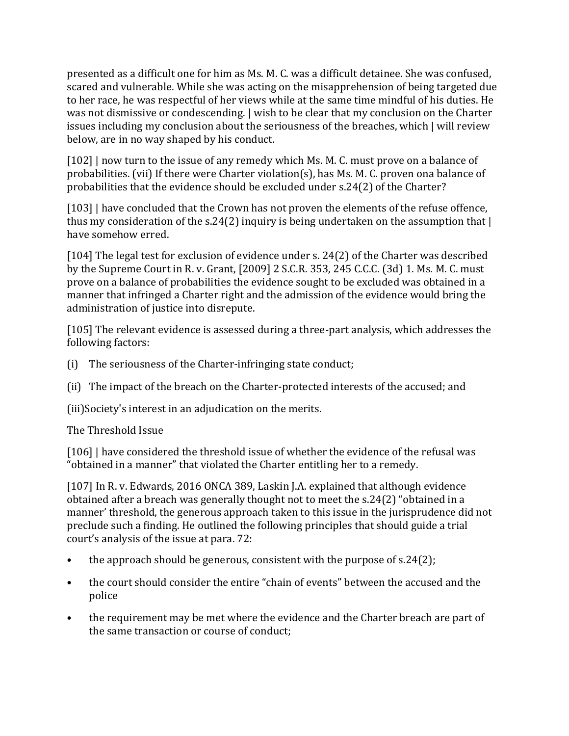presented as a difficult one for him as Ms. M. C. was a difficult detainee. She was confused, scared and vulnerable. While she was acting on the misapprehension of being targeted due to her race, he was respectful of her views while at the same time mindful of his duties. He was not dismissive or condescending. I wish to be clear that my conclusion on the Charter issues including my conclusion about the seriousness of the breaches, which I will review below, are in no way shaped by his conduct.

[102] I now turn to the issue of any remedy which Ms. M. C. must prove on a balance of probabilities. (vii) If there were Charter violation(s), has Ms. M. C. proven ona balance of probabilities that the evidence should be excluded under s.24(2) of the Charter?

[103] I have concluded that the Crown has not proven the elements of the refuse offence, thus my consideration of the s.24(2) inquiry is being undertaken on the assumption that I have somehow erred.

[104] The legal test for exclusion of evidence under s. 24(2) of the Charter was described by the Supreme Court in R. v. Grant, [2009] 2 S.C.R. 353, 245 C.C.C. (3d) 1. Ms. M. C. must prove on a balance of probabilities the evidence sought to be excluded was obtained in a manner that infringed a Charter right and the admission of the evidence would bring the administration of justice into disrepute.

[105] The relevant evidence is assessed during a three-part analysis, which addresses the following factors:

(i) The seriousness of the Charter-infringing state conduct;

(ii) The impact of the breach on the Charter-protected interests of the accused; and

(iii) Society's interest in an adjudication on the merits.

The Threshold Issue

[106] I have considered the threshold issue of whether the evidence of the refusal was "obtained in a manner" that violated the Charter entitling her to a remedy.

[107] In R. v. Edwards, 2016 ONCA 389, Laskin J.A. explained that although evidence obtained after a breach was generally thought not to meet the s.24(2) "obtained in a manner' threshold, the generous approach taken to this issue in the jurisprudence did not preclude such a finding. He outlined the following principles that should guide a trial court's analysis of the issue at para. 72:

- the approach should be generous, consistent with the purpose of s.24(2);
- the court should consider the entire "chain of events" between the accused and the police
- the requirement may be met where the evidence and the Charter breach are part of the same transaction or course of conduct;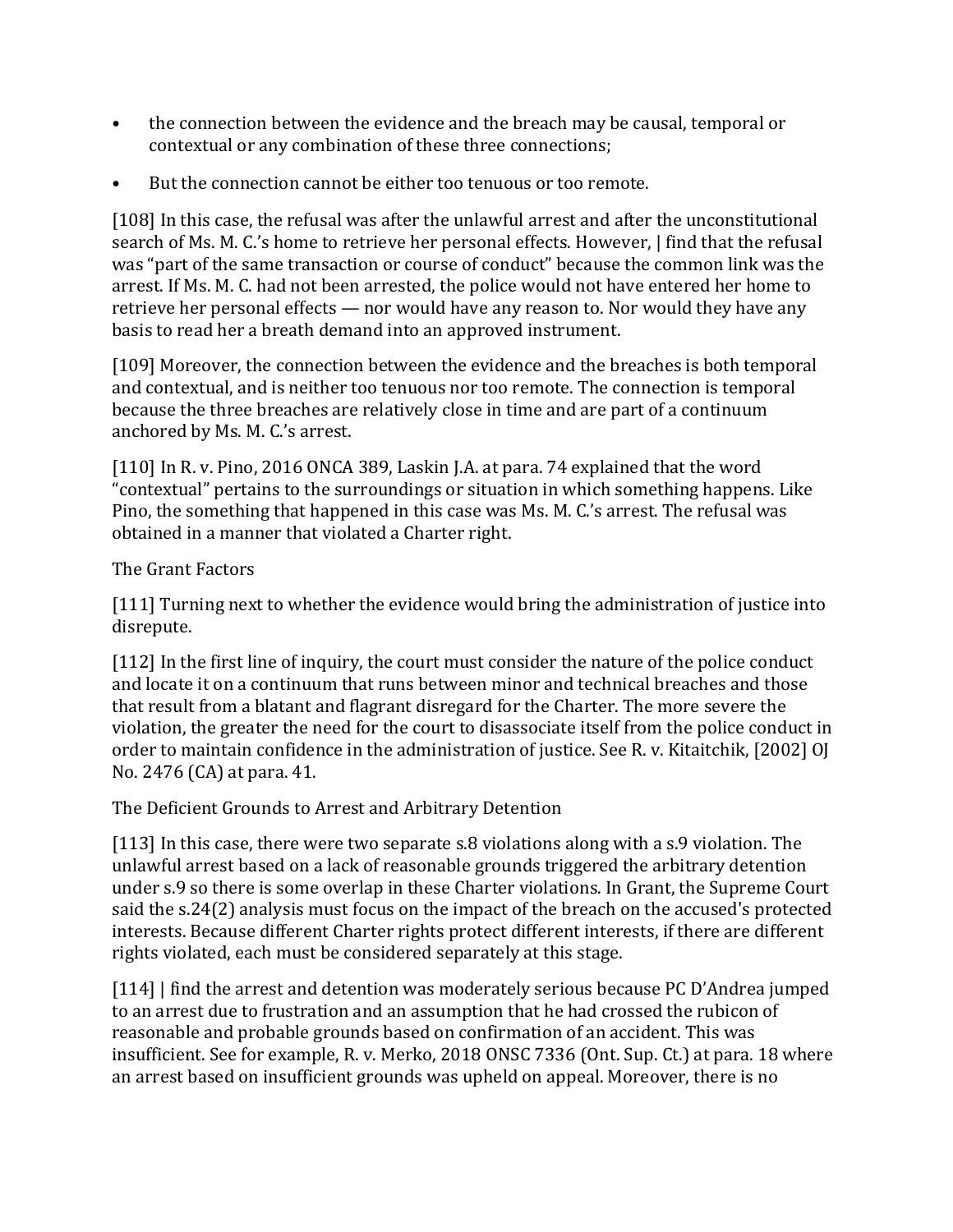- the connection between the evidence and the breach may be causal, temporal or contextual or any combination of these three connections;
- But the connection cannot be either too tenuous or too remote.

[108] In this case, the refusal was after the unlawful arrest and after the unconstitutional search of Ms. M. C.'s home to retrieve her personal effects. However, | find that the refusal was "part of the same transaction or course of conduct" because the common link was the arrest. If Ms. M. C. had not been arrested, the police would not have entered her home to retrieve her personal effects — nor would have any reason to. Nor would they have any basis to read her a breath demand into an approved instrument.

[109] Moreover, the connection between the evidence and the breaches is both temporal and contextual, and is neither too tenuous nor too remote. The connection is temporal because the three breaches are relatively close in time and are part of a continuum anchored by Ms. M. C.'s arrest.

[110] In R. v. Pino, 2016 ONCA 389, Laskin J.A. at para. 74 explained that the word "contextual" pertains to the surroundings or situation in which something happens. Like Pino, the something that happened in this case was Ms. M. C.'s arrest. The refusal was obtained in a manner that violated a Charter right.

The Grant Factors

[111] Turning next to whether the evidence would bring the administration of justice into disrepute.

[112] In the first line of inquiry, the court must consider the nature of the police conduct and locate it on a continuum that runs between minor and technical breaches and those that result from a blatant and flagrant disregard for the Charter. The more severe the violation, the greater the need for the court to disassociate itself from the police conduct in order to maintain confidence in the administration of justice. See R. v. Kitaitchik, [2002] OJ No. 2476 (CA) at para. 41.

The Deficient Grounds to Arrest and Arbitrary Detention

[113] In this case, there were two separate s.8 violations along with a s.9 violation. The unlawful arrest based on a lack of reasonable grounds triggered the arbitrary detention under s.9 so there is some overlap in these Charter violations. In Grant, the Supreme Court said the s.24(2) analysis must focus on the impact of the breach on the accused's protected interests. Because different Charter rights protect different interests, if there are different rights violated, each must be considered separately at this stage.

[114] | find the arrest and detention was moderately serious because PC D'Andrea jumped to an arrest due to frustration and an assumption that he had crossed the rubicon of reasonable and probable grounds based on confirmation of an accident. This was insufficient. See for example, R. v. Merko, 2018 ONSC 7336 (Ont. Sup. Ct.) at para. 18 where an arrest based on insufficient grounds was upheld on appeal. Moreover, there is no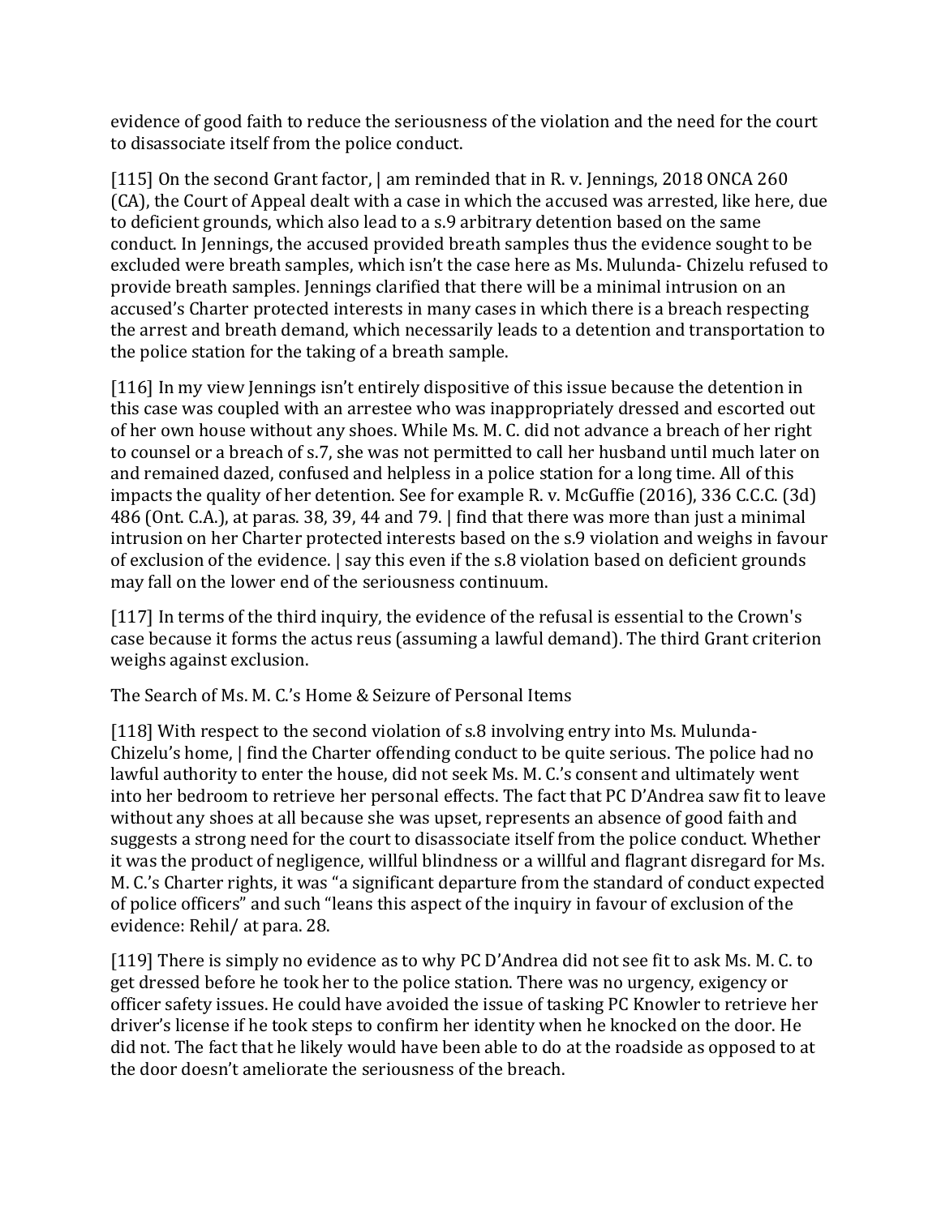evidence of good faith to reduce the seriousness of the violation and the need for the court to disassociate itself from the police conduct.

[115] On the second Grant factor, | am reminded that in R. v. Jennings, 2018 ONCA 260 (CA), the Court of Appeal dealt with a case in which the accused was arrested, like here, due to deficient grounds, which also lead to a s.9 arbitrary detention based on the same conduct. In Jennings, the accused provided breath samples thus the evidence sought to be excluded were breath samples, which isn't the case here as Ms. Mulunda- Chizelu refused to provide breath samples. Jennings clarified that there will be a minimal intrusion on an accused's Charter protected interests in many cases in which there is a breach respecting the arrest and breath demand, which necessarily leads to a detention and transportation to the police station for the taking of a breath sample.

[116] In my view Jennings isn't entirely dispositive of this issue because the detention in this case was coupled with an arrestee who was inappropriately dressed and escorted out of her own house without any shoes. While Ms. M. C. did not advance a breach of her right to counsel or a breach of s.7, she was not permitted to call her husband until much later on and remained dazed, confused and helpless in a police station for a long time. All of this impacts the quality of her detention. See for example R. v. McGuffie (2016), 336 C.C.C. (3d) 486 (Ont. C.A.), at paras. 38, 39, 44 and 79. | find that there was more than just a minimal intrusion on her Charter protected interests based on the s.9 violation and weighs in favour of exclusion of the evidence. | say this even if the s.8 violation based on deficient grounds may fall on the lower end of the seriousness continuum.

[117] In terms of the third inquiry, the evidence of the refusal is essential to the Crown's case because it forms the actus reus (assuming a lawful demand). The third Grant criterion weighs against exclusion.

The Search of Ms. M. C.'s Home & Seizure of Personal Items

[118] With respect to the second violation of s.8 involving entry into Ms. Mulunda-Chizelu's home, | find the Charter offending conduct to be quite serious. The police had no lawful authority to enter the house, did not seek Ms. M. C.'s consent and ultimately went into her bedroom to retrieve her personal effects. The fact that PC D'Andrea saw fit to leave without any shoes at all because she was upset, represents an absence of good faith and suggests a strong need for the court to disassociate itself from the police conduct. Whether it was the product of negligence, willful blindness or a willful and flagrant disregard for Ms. M. C.'s Charter rights, it was "a significant departure from the standard of conduct expected of police officers" and such "leans this aspect of the inquiry in favour of exclusion of the evidence: Rehil/ at para. 28.

[119] There is simply no evidence as to why PC D'Andrea did not see fit to ask Ms. M. C. to get dressed before he took her to the police station. There was no urgency, exigency or officer safety issues. He could have avoided the issue of tasking PC Knowler to retrieve her driver's license if he took steps to confirm her identity when he knocked on the door. He did not. The fact that he likely would have been able to do at the roadside as opposed to at the door doesn't ameliorate the seriousness of the breach.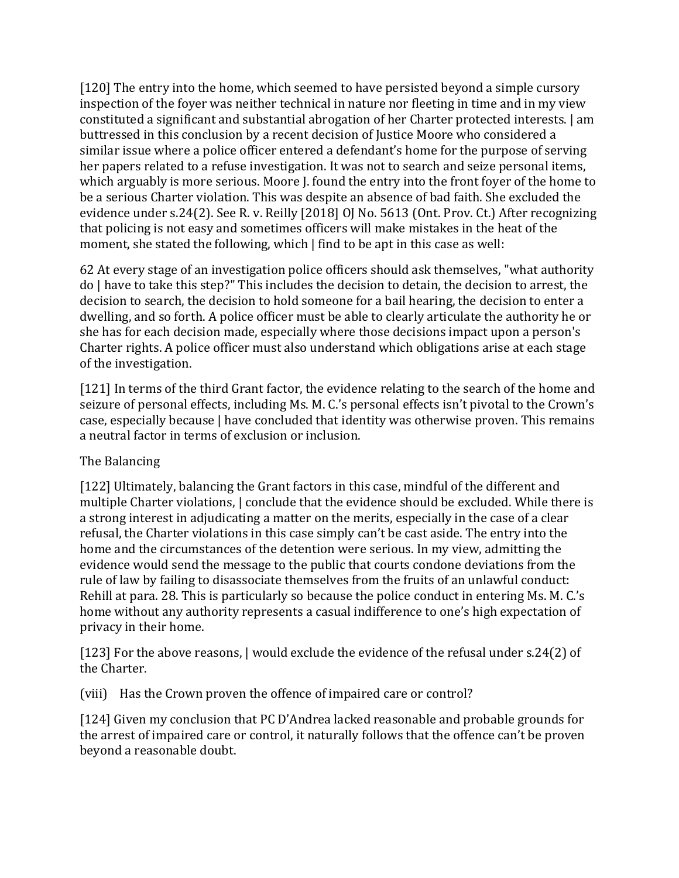[120] The entry into the home, which seemed to have persisted beyond a simple cursory inspection of the foyer was neither technical in nature nor fleeting in time and in my view constituted a significant and substantial abrogation of her Charter protected interests. I am buttressed in this conclusion by a recent decision of Justice Moore who considered a similar issue where a police officer entered a defendant's home for the purpose of serving her papers related to a refuse investigation. It was not to search and seize personal items, which arguably is more serious. Moore J. found the entry into the front foyer of the home to be a serious Charter violation. This was despite an absence of bad faith. She excluded the evidence under s.24(2). See R. v. Reilly [2018] OJ No. 5613 (Ont. Prov. Ct.) After recognizing that policing is not easy and sometimes officers will make mistakes in the heat of the moment, she stated the following, which I find to be apt in this case as well:

> 62 At every stage of an investigation police officers should ask themselves, "what authority do I have to take this step?" This includes the decision to detain, the decision to arrest, the decision to search, the decision to hold someone for a bail hearing, the decision to enter a dwelling, and so forth. A police officer must be able to clearly articulate the authority he or she has for each decision made, especially where those decisions impact upon a person's Charter rights. A police officer must also understand which obligations arise at each stage of the investigation.

[121] In terms of the third Grant factor, the evidence relating to the search of the home and seizure of personal effects, including Ms. M. C.'s personal effects isn't pivotal to the Crown's case, especially because I have concluded that identity was otherwise proven. This remains a neutral factor in terms of exclusion or inclusion.

The Balancing

[122] Ultimately, balancing the Grant factors in this case, mindful of the different and multiple Charter violations, I conclude that the evidence should be excluded. While there is a strong interest in adjudicating a matter on the merits, especially in the case of a clear refusal, the Charter violations in this case simply can't be cast aside. The entry into the home and the circumstances of the detention were serious. In my view, admitting the evidence would send the message to the public that courts condone deviations from the rule of law by failing to disassociate themselves from the fruits of an unlawful conduct: Rehill at para. 28. This is particularly so because the police conduct in entering Ms. M. C.'s home without any authority represents a casual indifference to one's high expectation of privacy in their home.

[123] For the above reasons, I would exclude the evidence of the refusal under s.24(2) of the Charter.

(viii) Has the Crown proven the offence of impaired care or control?

[124] Given my conclusion that PC D'Andrea lacked reasonable and probable grounds for the arrest of impaired care or control, it naturally follows that the offence can't be proven beyond a reasonable doubt.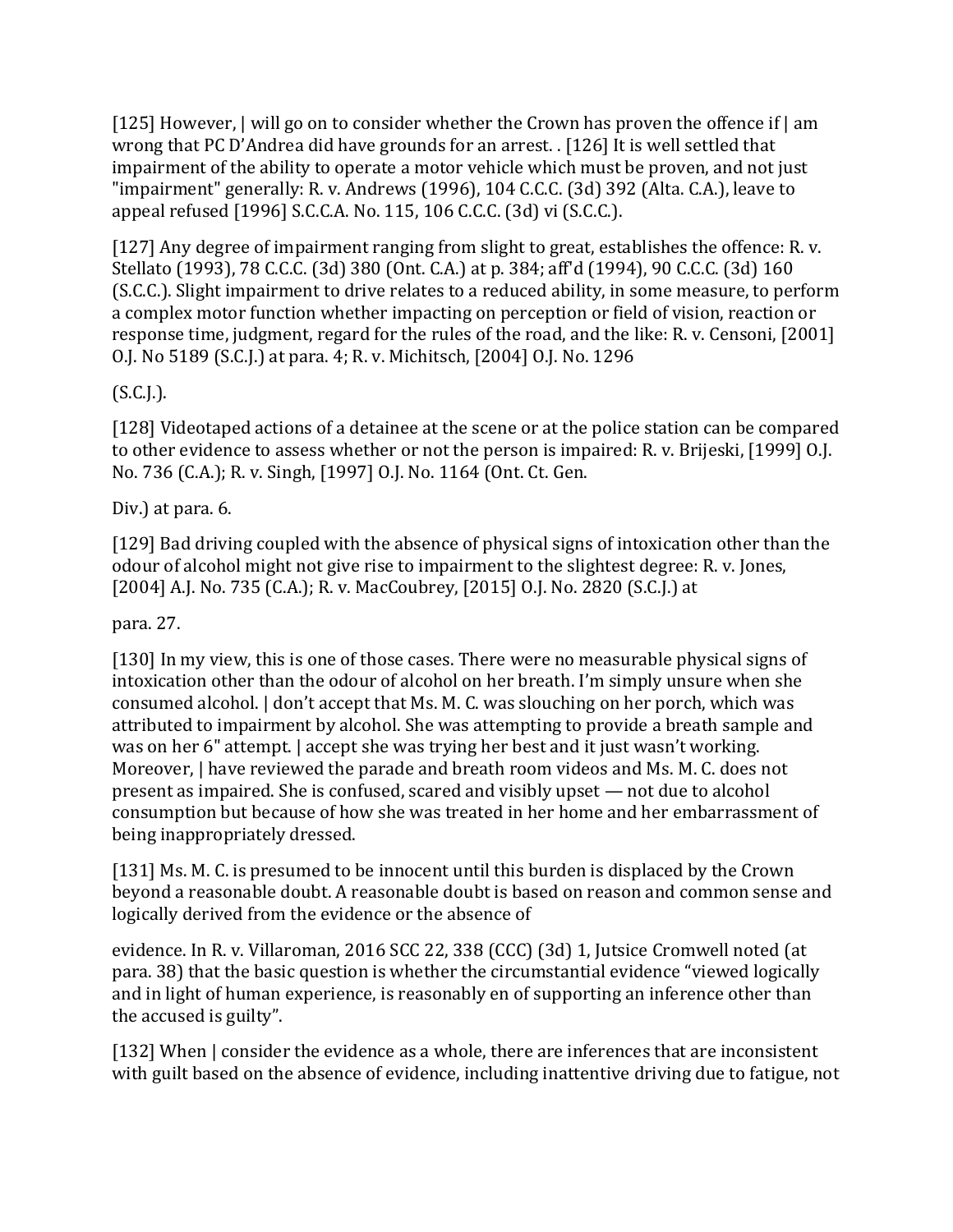[125] However, | will go on to consider whether the Crown has proven the offence if | am wrong that PC D'Andrea did have grounds for an arrest. . [126] It is well settled that impairment of the ability to operate a motor vehicle which must be proven, and not just "impairment" generally: R. v. Andrews (1996), 104 C.C.C. (3d) 392 (Alta. C.A.), leave to appeal refused [1996] S.C.C.A. No. 115, 106 C.C.C. (3d) vi (S.C.C.).

[127] Any degree of impairment ranging from slight to great, establishes the offence: R. v. Stellato (1993), 78 C.C.C. (3d) 380 (Ont. C.A.) at p. 384; aff'd (1994), 90 C.C.C. (3d) 160 (S.C.C.). Slight impairment to drive relates to a reduced ability, in some measure, to perform a complex motor function whether impacting on perception or field of vision, reaction or response time, judgment, regard for the rules of the road, and the like: R. v. Censoni, [2001] O.J. No 5189 (S.C.J.) at para. 4; R. v. Michitsch, [2004] O.J. No. 1296

(S.C.J.).

[128] Videotaped actions of a detainee at the scene or at the police station can be compared to other evidence to assess whether or not the person is impaired: R. v. Brijeski, [1999] O.J. No. 736 (C.A.); R. v. Singh, [1997] O.J. No. 1164 (Ont. Ct. Gen.

Div.) at para. 6.

[129] Bad driving coupled with the absence of physical signs of intoxication other than the odour of alcohol might not give rise to impairment to the slightest degree: R. v. Jones, [2004] A.J. No. 735 (C.A.); R. v. MacCoubrey, [2015] O.J. No. 2820 (S.C.J.) at

para. 27.

[130] In my view, this is one of those cases. There were no measurable physical signs of intoxication other than the odour of alcohol on her breath. I'm simply unsure when she consumed alcohol. | don't accept that Ms. M. C. was slouching on her porch, which was attributed to impairment by alcohol. She was attempting to provide a breath sample and was on her 6" attempt. | accept she was trying her best and it just wasn't working. Moreover, | have reviewed the parade and breath room videos and Ms. M. C. does not present as impaired. She is confused, scared and visibly upset — not due to alcohol consumption but because of how she was treated in her home and her embarrassment of being inappropriately dressed.

[131] Ms. M. C. is presumed to be innocent until this burden is displaced by the Crown beyond a reasonable doubt. A reasonable doubt is based on reason and common sense and logically derived from the evidence or the absence of

evidence. In R. v. Villaroman, 2016 SCC 22, 338 (CCC) (3d) 1, Jutsice Cromwell noted (at para. 38) that the basic question is whether the circumstantial evidence "viewed logically and in light of human experience, is reasonably en of supporting an inference other than the accused is guilty".

[132] When | consider the evidence as a whole, there are inferences that are inconsistent with guilt based on the absence of evidence, including inattentive driving due to fatigue, not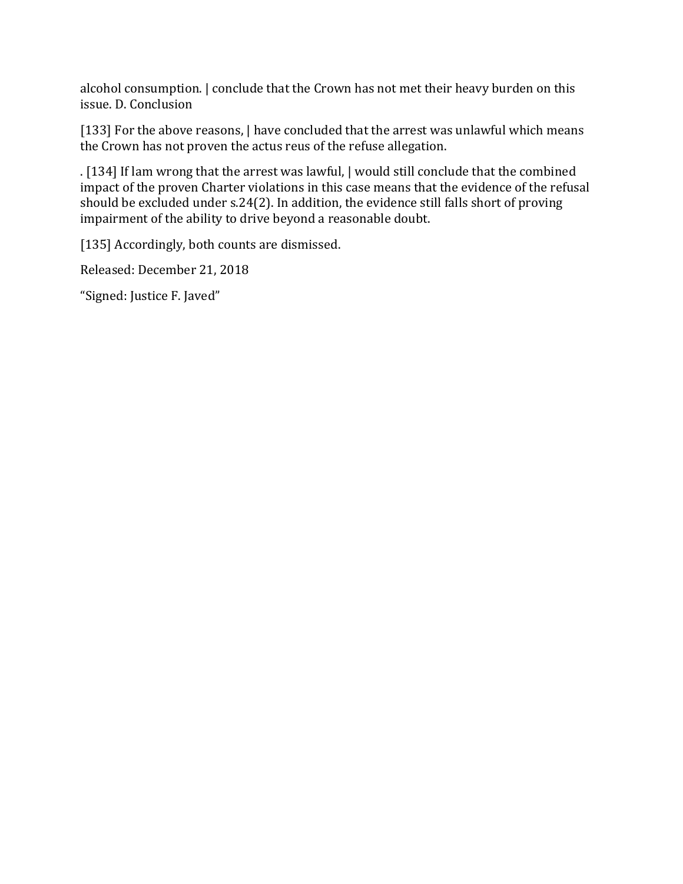alcohol consumption. | conclude that the Crown has not met their heavy burden on this issue. D. Conclusion

[133] For the above reasons, | have concluded that the arrest was unlawful which means the Crown has not proven the actus reus of the refuse allegation.

. [134] If lam wrong that the arrest was lawful, | would still conclude that the combined impact of the proven Charter violations in this case means that the evidence of the refusal should be excluded under s.24(2). In addition, the evidence still falls short of proving impairment of the ability to drive beyond a reasonable doubt.

[135] Accordingly, both counts are dismissed.

Released: December 21, 2018

“Signed: Justice F. Javed”